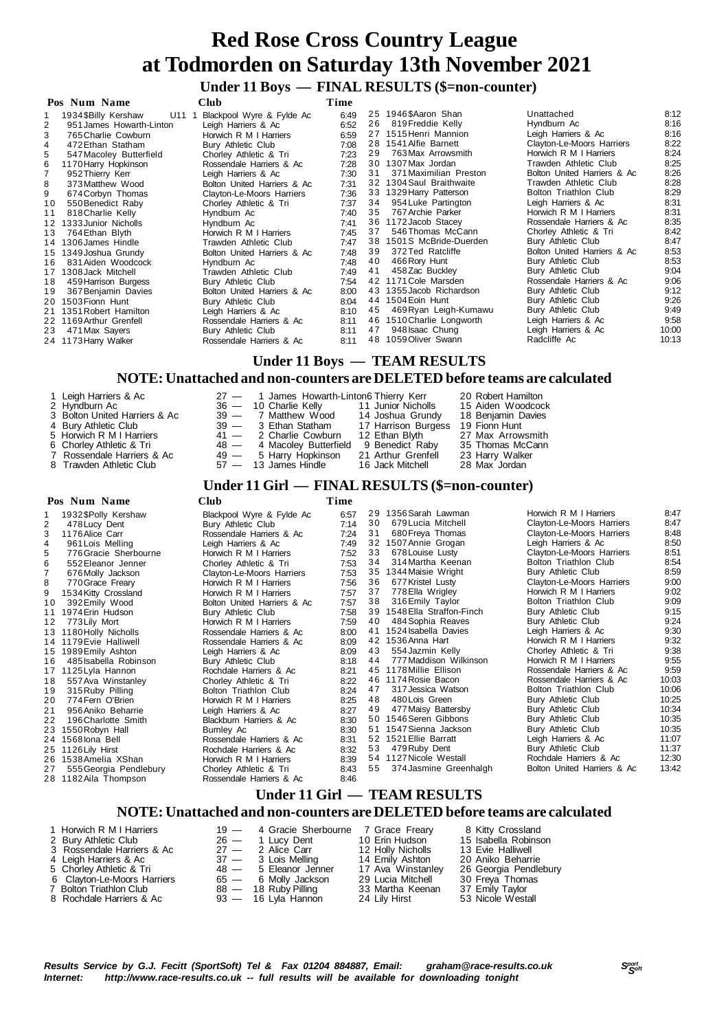# Red Rose Cross Country League
# at Todmorden on Saturday 13th November 2021

## Under 11 Boys — FINAL RESULTS ($=non-counter)

| Pos | Num | Name | | Club | Time |
|---|---|---|---|---|---|
| 1 | 1934 | $Billy Kershaw | U11 1 | Blackpool Wyre & Fylde Ac | 6:49 |
| 2 | 951 | James Howarth-Linton | | Leigh Harriers & Ac | 6:52 |
| 3 | 765 | Charlie Cowburn | | Horwich R M I Harriers | 6:59 |
| 4 | 472 | Ethan Statham | | Bury Athletic Club | 7:08 |
| 5 | 547 | Macoley Butterfield | | Chorley Athletic & Tri | 7:23 |
| 6 | 1170 | Harry Hopkinson | | Rossendale Harriers & Ac | 7:28 |
| 7 | 952 | Thierry Kerr | | Leigh Harriers & Ac | 7:30 |
| 8 | 373 | Matthew Wood | | Bolton United Harriers & Ac | 7:31 |
| 9 | 674 | Corbyn Thomas | | Clayton-Le-Moors Harriers | 7:36 |
| 10 | 550 | Benedict Raby | | Chorley Athletic & Tri | 7:37 |
| 11 | 818 | Charlie Kelly | | Hyndburn Ac | 7:40 |
| 12 | 1333 | Junior Nicholls | | Hyndburn Ac | 7:41 |
| 13 | 764 | Ethan Blyth | | Horwich R M I Harriers | 7:45 |
| 14 | 1306 | James Hindle | | Trawden Athletic Club | 7:47 |
| 15 | 1349 | Joshua Grundy | | Bolton United Harriers & Ac | 7:48 |
| 16 | 831 | Aiden Woodcock | | Hyndburn Ac | 7:48 |
| 17 | 1308 | Jack Mitchell | | Trawden Athletic Club | 7:49 |
| 18 | 459 | Harrison Burgess | | Bury Athletic Club | 7:54 |
| 19 | 367 | Benjamin Davies | | Bolton United Harriers & Ac | 8:00 |
| 20 | 1503 | Fionn Hunt | | Bury Athletic Club | 8:04 |
| 21 | 1351 | Robert Hamilton | | Leigh Harriers & Ac | 8:10 |
| 22 | 1169 | Arthur Grenfell | | Rossendale Harriers & Ac | 8:11 |
| 23 | 471 | Max Sayers | | Bury Athletic Club | 8:11 |
| 24 | 1173 | Harry Walker | | Rossendale Harriers & Ac | 8:11 |
| 25 | 1946 | $Aaron Shan | | Unattached | 8:12 |
| 26 | 819 | Freddie Kelly | | Hyndburn Ac | 8:16 |
| 27 | 1515 | Henri Mannion | | Leigh Harriers & Ac | 8:16 |
| 28 | 1541 | Alfie Barnett | | Clayton-Le-Moors Harriers | 8:22 |
| 29 | 763 | Max Arrowsmith | | Horwich R M I Harriers | 8:24 |
| 30 | 1307 | Max Jordan | | Trawden Athletic Club | 8:25 |
| 31 | 371 | Maximilian Preston | | Bolton United Harriers & Ac | 8:26 |
| 32 | 1304 | Saul Braithwaite | | Trawden Athletic Club | 8:28 |
| 33 | 1329 | Harry Patterson | | Bolton Triathlon Club | 8:29 |
| 34 | 954 | Luke Partington | | Leigh Harriers & Ac | 8:31 |
| 35 | 767 | Archie Parker | | Horwich R M I Harriers | 8:31 |
| 36 | 1172 | Jacob Stacey | | Rossendale Harriers & Ac | 8:35 |
| 37 | 546 | Thomas McCann | | Chorley Athletic & Tri | 8:42 |
| 38 | 1501 | S McBride-Duerden | | Bury Athletic Club | 8:47 |
| 39 | 372 | Ted Ratcliffe | | Bolton United Harriers & Ac | 8:53 |
| 40 | 466 | Rory Hunt | | Bury Athletic Club | 8:53 |
| 41 | 458 | Zac Buckley | | Bury Athletic Club | 9:04 |
| 42 | 1171 | Cole Marsden | | Rossendale Harriers & Ac | 9:06 |
| 43 | 1355 | Jacob Richardson | | Bury Athletic Club | 9:12 |
| 44 | 1504 | Eoin Hunt | | Bury Athletic Club | 9:26 |
| 45 | 469 | Ryan Leigh-Kumawu | | Bury Athletic Club | 9:49 |
| 46 | 1510 | Charlie Longworth | | Leigh Harriers & Ac | 9:58 |
| 47 | 948 | Isaac Chung | | Leigh Harriers & Ac | 10:00 |
| 48 | 1059 | Oliver Swann | | Radcliffe Ac | 10:13 |

## Under 11 Boys — TEAM RESULTS

### NOTE: Unattached and non-counters are DELETED before teams are calculated

| Pos | Team | Points | 1st | 2nd | 3rd |
|---|---|---|---|---|---|
| 1 | Leigh Harriers & Ac | 27 | 1 James Howarth-Linton | 6 Thierry Kerr | 20 Robert Hamilton |
| 2 | Hyndburn Ac | 36 | 10 Charlie Kelly | 11 Junior Nicholls | 15 Aiden Woodcock |
| 3 | Bolton United Harriers & Ac | 39 | 7 Matthew Wood | 14 Joshua Grundy | 18 Benjamin Davies |
| 4 | Bury Athletic Club | 39 | 3 Ethan Statham | 17 Harrison Burgess | 19 Fionn Hunt |
| 5 | Horwich R M I Harriers | 41 | 2 Charlie Cowburn | 12 Ethan Blyth | 27 Max Arrowsmith |
| 6 | Chorley Athletic & Tri | 48 | 4 Macoley Butterfield | 9 Benedict Raby | 35 Thomas McCann |
| 7 | Rossendale Harriers & Ac | 49 | 5 Harry Hopkinson | 21 Arthur Grenfell | 23 Harry Walker |
| 8 | Trawden Athletic Club | 57 | 13 James Hindle | 16 Jack Mitchell | 28 Max Jordan |

## Under 11 Girl — FINAL RESULTS ($=non-counter)

| Pos | Num | Name | Club | Time |
|---|---|---|---|---|
| 1 | 1932 | $Polly Kershaw | Blackpool Wyre & Fylde Ac | 6:57 |
| 2 | 478 | Lucy Dent | Bury Athletic Club | 7:14 |
| 3 | 1176 | Alice Carr | Rossendale Harriers & Ac | 7:24 |
| 4 | 961 | Lois Melling | Leigh Harriers & Ac | 7:49 |
| 5 | 776 | Gracie Sherbourne | Horwich R M I Harriers | 7:52 |
| 6 | 552 | Eleanor Jenner | Chorley Athletic & Tri | 7:53 |
| 7 | 676 | Molly Jackson | Clayton-Le-Moors Harriers | 7:53 |
| 8 | 770 | Grace Freary | Horwich R M I Harriers | 7:56 |
| 9 | 1534 | Kitty Crossland | Horwich R M I Harriers | 7:57 |
| 10 | 392 | Emily Wood | Bolton United Harriers & Ac | 7:57 |
| 11 | 1974 | Erin Hudson | Bury Athletic Club | 7:58 |
| 12 | 773 | Lily Mort | Horwich R M I Harriers | 7:59 |
| 13 | 1180 | Holly Nicholls | Rossendale Harriers & Ac | 8:00 |
| 14 | 1179 | Evie Halliwell | Rossendale Harriers & Ac | 8:09 |
| 15 | 1989 | Emily Ashton | Leigh Harriers & Ac | 8:09 |
| 16 | 485 | Isabella Robinson | Bury Athletic Club | 8:18 |
| 17 | 1125 | Lyla Hannon | Rochdale Harriers & Ac | 8:21 |
| 18 | 557 | Ava Winstanley | Chorley Athletic & Tri | 8:22 |
| 19 | 315 | Ruby Pilling | Bolton Triathlon Club | 8:24 |
| 20 | 774 | Fern O'Brien | Horwich R M I Harriers | 8:25 |
| 21 | 956 | Aniko Beharrie | Leigh Harriers & Ac | 8:27 |
| 22 | 196 | Charlotte Smith | Blackburn Harriers & Ac | 8:30 |
| 23 | 1550 | Robyn Hall | Burnley Ac | 8:30 |
| 24 | 1568 | Iona Bell | Rossendale Harriers & Ac | 8:31 |
| 25 | 1126 | Lily Hirst | Rochdale Harriers & Ac | 8:32 |
| 26 | 1538 | Amelia XShan | Horwich R M I Harriers | 8:39 |
| 27 | 555 | Georgia Pendlebury | Chorley Athletic & Tri | 8:43 |
| 28 | 1182 | Aila Thompson | Rossendale Harriers & Ac | 8:46 |
| 29 | 1356 | Sarah Lawman | Horwich R M I Harriers | 8:47 |
| 30 | 679 | Lucia Mitchell | Clayton-Le-Moors Harriers | 8:47 |
| 31 | 680 | Freya Thomas | Clayton-Le-Moors Harriers | 8:48 |
| 32 | 1507 | Annie Grogan | Leigh Harriers & Ac | 8:50 |
| 33 | 678 | Louise Lusty | Clayton-Le-Moors Harriers | 8:51 |
| 34 | 314 | Martha Keenan | Bolton Triathlon Club | 8:54 |
| 35 | 1344 | Maisie Wright | Bury Athletic Club | 8:59 |
| 36 | 677 | Kristel Lusty | Clayton-Le-Moors Harriers | 9:00 |
| 37 | 778 | Ella Wrigley | Horwich R M I Harriers | 9:02 |
| 38 | 316 | Emily Taylor | Bolton Triathlon Club | 9:09 |
| 39 | 1548 | Ella Straffon-Finch | Bury Athletic Club | 9:15 |
| 40 | 484 | Sophia Reaves | Bury Athletic Club | 9:24 |
| 41 | 1524 | Isabella Davies | Leigh Harriers & Ac | 9:30 |
| 42 | 1536 | Anna Hart | Horwich R M I Harriers | 9:32 |
| 43 | 554 | Jazmin Kelly | Chorley Athletic & Tri | 9:38 |
| 44 | 777 | Maddison Wilkinson | Horwich R M I Harriers | 9:55 |
| 45 | 1178 | Millie Ellison | Rossendale Harriers & Ac | 9:59 |
| 46 | 1174 | Rosie Bacon | Rossendale Harriers & Ac | 10:03 |
| 47 | 317 | Jessica Watson | Bolton Triathlon Club | 10:06 |
| 48 | 480 | Lois Green | Bury Athletic Club | 10:25 |
| 49 | 477 | Maisy Battersby | Bury Athletic Club | 10:34 |
| 50 | 1546 | Seren Gibbons | Bury Athletic Club | 10:35 |
| 51 | 1547 | Sienna Jackson | Bury Athletic Club | 10:35 |
| 52 | 1521 | Ellie Barratt | Leigh Harriers & Ac | 11:07 |
| 53 | 479 | Ruby Dent | Bury Athletic Club | 11:37 |
| 54 | 1127 | Nicole Westall | Rochdale Harriers & Ac | 12:30 |
| 55 | 374 | Jasmine Greenhalgh | Bolton United Harriers & Ac | 13:42 |

## Under 11 Girl — TEAM RESULTS

### NOTE: Unattached and non-counters are DELETED before teams are calculated

| Pos | Team | Points | 1st | 2nd | 3rd |
|---|---|---|---|---|---|
| 1 | Horwich R M I Harriers | 19 | 4 Gracie Sherbourne | 7 Grace Freary | 8 Kitty Crossland |
| 2 | Bury Athletic Club | 26 | 1 Lucy Dent | 10 Erin Hudson | 15 Isabella Robinson |
| 3 | Rossendale Harriers & Ac | 27 | 2 Alice Carr | 12 Holly Nicholls | 13 Evie Halliwell |
| 4 | Leigh Harriers & Ac | 37 | 3 Lois Melling | 14 Emily Ashton | 20 Aniko Beharrie |
| 5 | Chorley Athletic & Tri | 48 | 5 Eleanor Jenner | 17 Ava Winstanley | 26 Georgia Pendlebury |
| 6 | Clayton-Le-Moors Harriers | 65 | 6 Molly Jackson | 29 Lucia Mitchell | 30 Freya Thomas |
| 7 | Bolton Triathlon Club | 88 | 18 Ruby Pilling | 33 Martha Keenan | 37 Emily Taylor |
| 8 | Rochdale Harriers & Ac | 93 | 16 Lyla Hannon | 24 Lily Hirst | 53 Nicole Westall |

*Results Service by G.J. Fecitt (SportSoft) Tel & Fax 01204 884887, Email: graham@race-results.co.uk*
*Internet: http://www.race-results.co.uk -- full results will be available for downloading tonight*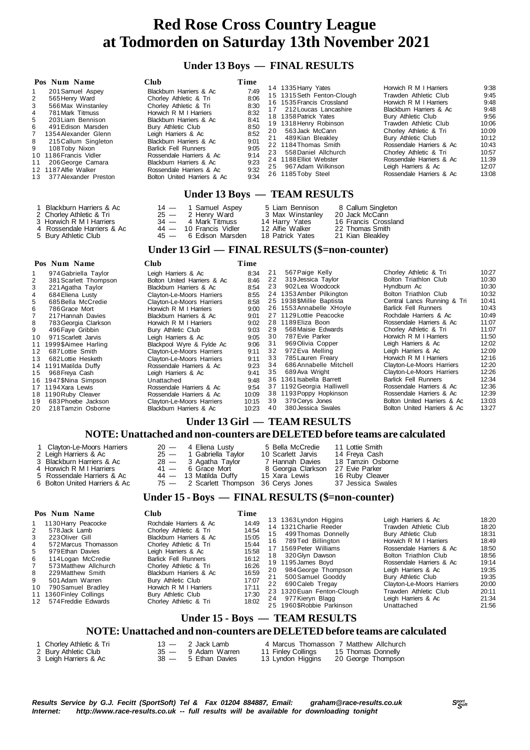# Red Rose Cross Country League at Todmorden on Saturday 13th November 2021

## Under 13 Boys — FINAL RESULTS

| Pos | Num | Name | Club | Time |
|---|---|---|---|---|
| 1 | 201 | Samuel Aspey | Blackburn Harriers & Ac | 7:49 |
| 2 | 565 | Henry Ward | Chorley Athletic & Tri | 8:06 |
| 3 | 566 | Max Winstanley | Chorley Athletic & Tri | 8:30 |
| 4 | 781 | Mark Titmuss | Horwich R M I Harriers | 8:32 |
| 5 | 203 | Liam Bennison | Blackburn Harriers & Ac | 8:41 |
| 6 | 491 | Edison Marsden | Bury Athletic Club | 8:50 |
| 7 | 1354 | Alexander Glenn | Leigh Harriers & Ac | 8:52 |
| 8 | 215 | Callum Singleton | Blackburn Harriers & Ac | 9:01 |
| 9 | 108 | Toby Nixon | Barlick Fell Runners | 9:05 |
| 10 | 1186 | Francis Vidler | Rossendale Harriers & Ac | 9:14 |
| 11 | 206 | George Camara | Blackburn Harriers & Ac | 9:23 |
| 12 | 1187 | Alfie Walker | Rossendale Harriers & Ac | 9:32 |
| 13 | 377 | Alexander Preston | Bolton United Harriers & Ac | 9:34 |
| 14 | 1335 | Harry Yates | Horwich R M I Harriers | 9:38 |
| 15 | 1315 | Seth Fenton-Clough | Trawden Athletic Club | 9:45 |
| 16 | 1535 | Francis Crossland | Horwich R M I Harriers | 9:48 |
| 17 | 212 | Loucas Lancashire | Blackburn Harriers & Ac | 9:48 |
| 18 | 1358 | Patrick Yates | Bury Athletic Club | 9:56 |
| 19 | 1318 | Henry Robinson | Trawden Athletic Club | 10:06 |
| 20 | 563 | Jack McCann | Chorley Athletic & Tri | 10:09 |
| 21 | 489 | Kian Bleakley | Bury Athletic Club | 10:12 |
| 22 | 1184 | Thomas Smith | Rossendale Harriers & Ac | 10:43 |
| 23 | 558 | Daniel Allchurch | Chorley Athletic & Tri | 10:57 |
| 24 | 1188 | Elliot Webster | Rossendale Harriers & Ac | 11:39 |
| 25 | 967 | Adam Wilkinson | Leigh Harriers & Ac | 12:07 |
| 26 | 1185 | Toby Steel | Rossendale Harriers & Ac | 13:08 |

## Under 13 Boys — TEAM RESULTS

| Pos | Team | Points | | | | |
|---|---|---|---|---|---|---|
| 1 | Blackburn Harriers & Ac | 14 — | 1 Samuel Aspey | 5 Liam Bennison | 8 Callum Singleton |
| 2 | Chorley Athletic & Tri | 25 — | 2 Henry Ward | 3 Max Winstanley | 20 Jack McCann |
| 3 | Horwich R M I Harriers | 34 — | 4 Mark Titmuss | 14 Harry Yates | 16 Francis Crossland |
| 4 | Rossendale Harriers & Ac | 44 — | 10 Francis Vidler | 12 Alfie Walker | 22 Thomas Smith |
| 5 | Bury Athletic Club | 45 — | 6 Edison Marsden | 18 Patrick Yates | 21 Kian Bleakley |

## Under 13 Girl — FINAL RESULTS ($=non-counter)

| Pos | Num | Name | Club | Time |
|---|---|---|---|---|
| 1 | 974 | Gabriella Taylor | Leigh Harriers & Ac | 8:34 |
| 2 | 381 | Scarlett Thompson | Bolton United Harriers & Ac | 8:46 |
| 3 | 221 | Agatha Taylor | Blackburn Harriers & Ac | 8:54 |
| 4 | 684 | Eliena Lusty | Clayton-Le-Moors Harriers | 8:55 |
| 5 | 685 | Bella McCredie | Clayton-Le-Moors Harriers | 8:58 |
| 6 | 786 | Grace Mort | Horwich R M I Harriers | 9:00 |
| 7 | 217 | Hannah Davies | Blackburn Harriers & Ac | 9:01 |
| 8 | 783 | Georgia Clarkson | Horwich R M I Harriers | 9:02 |
| 9 | 496 | Faye Gribbin | Bury Athletic Club | 9:03 |
| 10 | 971 | Scarlett Jarvis | Leigh Harriers & Ac | 9:05 |
| 11 | 1999 | $Aimee Harling | Blackpool Wyre & Fylde Ac | 9:06 |
| 12 | 687 | Lottie Smith | Clayton-Le-Moors Harriers | 9:11 |
| 13 | 682 | Lottie Hesketh | Clayton-Le-Moors Harriers | 9:11 |
| 14 | 1191 | Matilda Duffy | Rossendale Harriers & Ac | 9:23 |
| 15 | 968 | Freya Cash | Leigh Harriers & Ac | 9:41 |
| 16 | 1947 | $Nina Simpson | Unattached | 9:48 |
| 17 | 1194 | Xara Lewis | Rossendale Harriers & Ac | 9:54 |
| 18 | 1190 | Ruby Cleaver | Rossendale Harriers & Ac | 10:09 |
| 19 | 683 | Phoebe Jackson | Clayton-Le-Moors Harriers | 10:15 |
| 20 | 218 | Tamzin Osborne | Blackburn Harriers & Ac | 10:23 |
| 21 | 567 | Paige Kelly | Chorley Athletic & Tri | 10:27 |
| 22 | 319 | Jessica Taylor | Bolton Triathlon Club | 10:30 |
| 23 | 902 | Lea Woodcock | Hyndburn Ac | 10:30 |
| 24 | 1353 | Amber Pilkington | Bolton Triathlon Club | 10:32 |
| 25 | 1938 | $Millie Baptista | Central Lancs Running & Tri | 10:41 |
| 26 | 1553 | Annabelle XHoyle | Barlick Fell Runners | 10:43 |
| 27 | 1129 | Lottie Peacocke | Rochdale Harriers & Ac | 10:49 |
| 28 | 1189 | Eliza Boon | Rossendale Harriers & Ac | 11:07 |
| 29 | 568 | Maisie Edwards | Chorley Athletic & Tri | 11:07 |
| 30 | 787 | Evie Parker | Horwich R M I Harriers | 11:50 |
| 31 | 969 | Olivia Copper | Leigh Harriers & Ac | 12:02 |
| 32 | 972 | Eva Melling | Leigh Harriers & Ac | 12:09 |
| 33 | 785 | Lauren Freary | Horwich R M I Harriers | 12:16 |
| 34 | 686 | Annabel Mitchell | Clayton-Le-Moors Harriers | 12:20 |
| 35 | 689 | Ava Wright | Clayton-Le-Moors Harriers | 12:26 |
| 36 | 1361 | Isabella Barratt | Barlick Fell Runners | 12:34 |
| 37 | 1192 | Georgia Halliwell | Rossendale Harriers & Ac | 12:36 |
| 38 | 1193 | Poppy Hopkinson | Rossendale Harriers & Ac | 12:39 |
| 39 | 379 | Cerys Jones | Bolton United Harriers & Ac | 13:03 |
| 40 | 380 | Jessica Swales | Bolton United Harriers & Ac | 13:27 |

## Under 13 Girl — TEAM RESULTS

### NOTE: Unattached and non-counters are DELETED before teams are calculated

| Pos | Team | Points | | | |
|---|---|---|---|---|---|
| 1 | Clayton-Le-Moors Harriers | 20 — | 4 Eliena Lusty | 5 Bella McCredie | 11 Lottie Smith |
| 2 | Leigh Harriers & Ac | 25 — | 1 Gabriella Taylor | 10 Scarlett Jarvis | 14 Freya Cash |
| 3 | Blackburn Harriers & Ac | 28 — | 3 Agatha Taylor | 7 Hannah Davies | 18 Tamzin Osborne |
| 4 | Horwich R M I Harriers | 41 — | 6 Grace Mort | 8 Georgia Clarkson | 27 Evie Parker |
| 5 | Rossendale Harriers & Ac | 44 — | 13 Matilda Duffy | 15 Xara Lewis | 16 Ruby Cleaver |
| 6 | Bolton United Harriers & Ac | 75 — | 2 Scarlett Thompson | 36 Cerys Jones | 37 Jessica Swales |

## Under 15 - Boys — FINAL RESULTS ($=non-counter)

| Pos | Num | Name | Club | Time |
|---|---|---|---|---|
| 1 | 1130 | Harry Peacocke | Rochdale Harriers & Ac | 14:49 |
| 2 | 578 | Jack Lamb | Chorley Athletic & Tri | 14:54 |
| 3 | 223 | Oliver Gill | Blackburn Harriers & Ac | 15:05 |
| 4 | 572 | Marcus Thomasson | Chorley Athletic & Tri | 15:44 |
| 5 | 979 | Ethan Davies | Leigh Harriers & Ac | 15:58 |
| 6 | 114 | Logan McCredie | Barlick Fell Runners | 16:12 |
| 7 | 573 | Matthew Allchurch | Chorley Athletic & Tri | 16:26 |
| 8 | 229 | Matthew Smith | Blackburn Harriers & Ac | 16:59 |
| 9 | 501 | Adam Warren | Bury Athletic Club | 17:07 |
| 10 | 790 | Samuel Bradley | Horwich R M I Harriers | 17:11 |
| 11 | 1360 | Finley Collings | Bury Athletic Club | 17:30 |
| 12 | 574 | Freddie Edwards | Chorley Athletic & Tri | 18:02 |
| 13 | 1363 | Lyndon Higgins | Leigh Harriers & Ac | 18:20 |
| 14 | 1321 | Charlie Reeder | Trawden Athletic Club | 18:20 |
| 15 | 499 | Thomas Donnelly | Bury Athletic Club | 18:31 |
| 16 | 789 | Ted Billington | Horwich R M I Harriers | 18:49 |
| 17 | 1569 | Peter Williams | Rossendale Harriers & Ac | 18:50 |
| 18 | 320 | Glyn Dawson | Bolton Triathlon Club | 18:56 |
| 19 | 1195 | James Boyd | Rossendale Harriers & Ac | 19:14 |
| 20 | 984 | George Thompson | Leigh Harriers & Ac | 19:35 |
| 21 | 500 | Samuel Gooddy | Bury Athletic Club | 19:35 |
| 22 | 690 | Caleb Tregay | Clayton-Le-Moors Harriers | 20:00 |
| 23 | 1320 | Euan Fenton-Clough | Trawden Athletic Club | 20:11 |
| 24 | 977 | Kieryn Blagg | Leigh Harriers & Ac | 21:34 |
| 25 | 1960 | $Robbie Parkinson | Unattached | 21:56 |

## Under 15 - Boys — TEAM RESULTS

### NOTE: Unattached and non-counters are DELETED before teams are calculated

| Pos | Team | Points | | | |
|---|---|---|---|---|---|
| 1 | Chorley Athletic & Tri | 13 — | 2 Jack Lamb | 4 Marcus Thomasson | 7 Matthew Allchurch |
| 2 | Bury Athletic Club | 35 — | 9 Adam Warren | 11 Finley Collings | 15 Thomas Donnelly |
| 3 | Leigh Harriers & Ac | 38 — | 5 Ethan Davies | 13 Lyndon Higgins | 20 George Thompson |

*Results Service by G.J. Fecitt (SportSoft) Tel & Fax 01204 884887, Email: graham@race-results.co.uk*
*Internet: http://www.race-results.co.uk -- full results will be available for downloading tonight*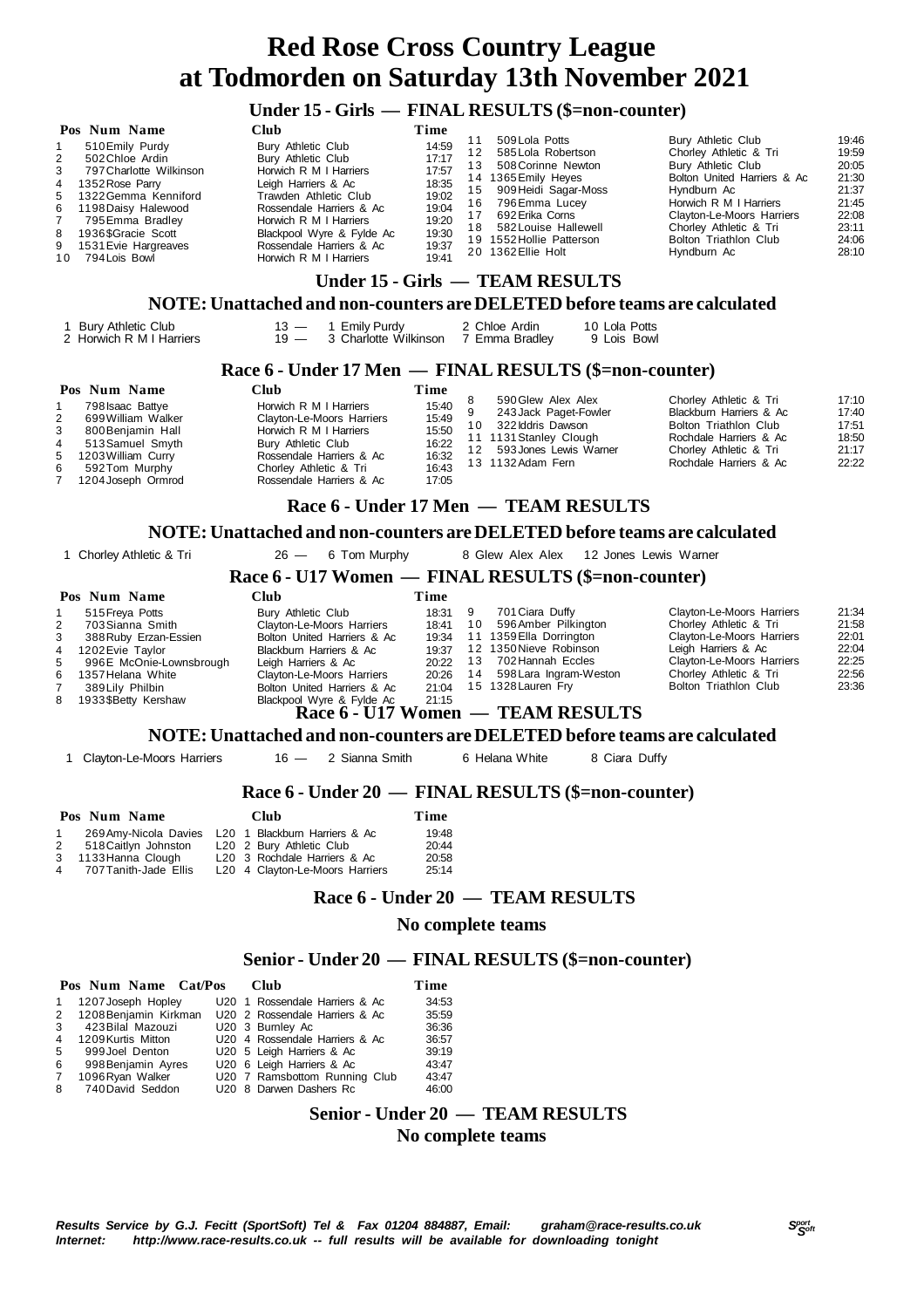# Red Rose Cross Country League at Todmorden on Saturday 13th November 2021

## Under 15 - Girls — FINAL RESULTS ($=non-counter)

| Pos | Num | Name | Club | Time |
|---|---|---|---|---|
| 1 | 510 | Emily Purdy | Bury Athletic Club | 14:59 |
| 2 | 502 | Chloe Ardin | Bury Athletic Club | 17:17 |
| 3 | 797 | Charlotte Wilkinson | Horwich R M I Harriers | 17:57 |
| 4 | 1352 | Rose Parry | Leigh Harriers & Ac | 18:35 |
| 5 | 1322 | Gemma Kenniford | Trawden Athletic Club | 19:02 |
| 6 | 1198 | Daisy Halewood | Rossendale Harriers & Ac | 19:04 |
| 7 | 795 | Emma Bradley | Horwich R M I Harriers | 19:20 |
| 8 | 1936 | $Gracie Scott | Blackpool Wyre & Fylde Ac | 19:30 |
| 9 | 1531 | Evie Hargreaves | Rossendale Harriers & Ac | 19:37 |
| 10 | 794 | Lois Bowl | Horwich R M I Harriers | 19:41 |
| 11 | 509 | Lola Potts | Bury Athletic Club | 19:46 |
| 12 | 585 | Lola Robertson | Chorley Athletic & Tri | 19:59 |
| 13 | 508 | Corinne Newton | Bury Athletic Club | 20:05 |
| 14 | 1365 | Emily Heyes | Bolton United Harriers & Ac | 21:30 |
| 15 | 909 | Heidi Sagar-Moss | Hyndburn Ac | 21:37 |
| 16 | 796 | Emma Lucey | Horwich R M I Harriers | 21:45 |
| 17 | 692 | Erika Corns | Clayton-Le-Moors Harriers | 22:08 |
| 18 | 582 | Louise Hallewell | Chorley Athletic & Tri | 23:11 |
| 19 | 1552 | Hollie Patterson | Bolton Triathlon Club | 24:06 |
| 20 | 1362 | Ellie Holt | Hyndburn Ac | 28:10 |

## Under 15 - Girls — TEAM RESULTS

### NOTE: Unattached and non-counters are DELETED before teams are calculated

| | Club | Points | | | |
|---|---|---|---|---|---|
| 1 | Bury Athletic Club | 13 — | 1 Emily Purdy | 2 Chloe Ardin | 10 Lola Potts |
| 2 | Horwich R M I Harriers | 19 — | 3 Charlotte Wilkinson | 7 Emma Bradley | 9 Lois Bowl |

## Race 6 - Under 17 Men — FINAL RESULTS ($=non-counter)

| Pos | Num | Name | Club | Time |
|---|---|---|---|---|
| 1 | 798 | Isaac Battye | Horwich R M I Harriers | 15:40 |
| 2 | 699 | William Walker | Clayton-Le-Moors Harriers | 15:49 |
| 3 | 800 | Benjamin Hall | Horwich R M I Harriers | 15:50 |
| 4 | 513 | Samuel Smyth | Bury Athletic Club | 16:22 |
| 5 | 1203 | William Curry | Rossendale Harriers & Ac | 16:32 |
| 6 | 592 | Tom Murphy | Chorley Athletic & Tri | 16:43 |
| 7 | 1204 | Joseph Ormrod | Rossendale Harriers & Ac | 17:05 |
| 8 | 590 | Glew Alex Alex | Chorley Athletic & Tri | 17:10 |
| 9 | 243 | Jack Paget-Fowler | Blackburn Harriers & Ac | 17:40 |
| 10 | 322 | Iddris Dawson | Bolton Triathlon Club | 17:51 |
| 11 | 1131 | Stanley Clough | Rochdale Harriers & Ac | 18:50 |
| 12 | 593 | Jones Lewis Warner | Chorley Athletic & Tri | 21:17 |
| 13 | 1132 | Adam Fern | Rochdale Harriers & Ac | 22:22 |

## Race 6 - Under 17 Men — TEAM RESULTS

### NOTE: Unattached and non-counters are DELETED before teams are calculated

| | Club | Points | | | |
|---|---|---|---|---|---|
| 1 | Chorley Athletic & Tri | 26 — | 6 Tom Murphy | 8 Glew Alex Alex | 12 Jones Lewis Warner |

## Race 6 - U17 Women — FINAL RESULTS ($=non-counter)

| Pos | Num | Name | Club | Time |
|---|---|---|---|---|
| 1 | 515 | Freya Potts | Bury Athletic Club | 18:31 |
| 2 | 703 | Sianna Smith | Clayton-Le-Moors Harriers | 18:41 |
| 3 | 388 | Ruby Erzan-Essien | Bolton United Harriers & Ac | 19:34 |
| 4 | 1202 | Evie Taylor | Blackburn Harriers & Ac | 19:37 |
| 5 | 996 | E McOnie-Lownsbrough | Leigh Harriers & Ac | 20:22 |
| 6 | 1357 | Helana White | Clayton-Le-Moors Harriers | 20:26 |
| 7 | 389 | Lily Philbin | Bolton United Harriers & Ac | 21:04 |
| 8 | 1933 | $Betty Kershaw | Blackpool Wyre & Fylde Ac | 21:15 |
| 9 | 701 | Ciara Duffy | Clayton-Le-Moors Harriers | 21:34 |
| 10 | 596 | Amber Pilkington | Chorley Athletic & Tri | 21:58 |
| 11 | 1359 | Ella Dorrington | Clayton-Le-Moors Harriers | 22:01 |
| 12 | 1350 | Nieve Robinson | Leigh Harriers & Ac | 22:04 |
| 13 | 702 | Hannah Eccles | Clayton-Le-Moors Harriers | 22:25 |
| 14 | 598 | Lara Ingram-Weston | Chorley Athletic & Tri | 22:56 |
| 15 | 1328 | Lauren Fry | Bolton Triathlon Club | 23:36 |

## Race 6 - U17 Women — TEAM RESULTS

### NOTE: Unattached and non-counters are DELETED before teams are calculated

| | Club | Points | | | |
|---|---|---|---|---|---|
| 1 | Clayton-Le-Moors Harriers | 16 — | 2 Sianna Smith | 6 Helana White | 8 Ciara Duffy |

## Race 6 - Under 20 — FINAL RESULTS ($=non-counter)

| Pos | Num | Name | Cat/Pos | Club | Time |
|---|---|---|---|---|---|
| 1 | 269 | Amy-Nicola Davies | L20 1 | Blackburn Harriers & Ac | 19:48 |
| 2 | 518 | Caitlyn Johnston | L20 2 | Bury Athletic Club | 20:44 |
| 3 | 1133 | Hanna Clough | L20 3 | Rochdale Harriers & Ac | 20:58 |
| 4 | 707 | Tanith-Jade Ellis | L20 4 | Clayton-Le-Moors Harriers | 25:14 |

## Race 6 - Under 20 — TEAM RESULTS

### No complete teams

## Senior - Under 20 — FINAL RESULTS ($=non-counter)

| Pos | Num | Name | Cat/Pos | Club | Time |
|---|---|---|---|---|---|
| 1 | 1207 | Joseph Hopley | U20 1 | Rossendale Harriers & Ac | 34:53 |
| 2 | 1208 | Benjamin Kirkman | U20 2 | Rossendale Harriers & Ac | 35:59 |
| 3 | 423 | Bilal Mazouzi | U20 3 | Burnley Ac | 36:36 |
| 4 | 1209 | Kurtis Mitton | U20 4 | Rossendale Harriers & Ac | 36:57 |
| 5 | 999 | Joel Denton | U20 5 | Leigh Harriers & Ac | 39:19 |
| 6 | 998 | Benjamin Ayres | U20 6 | Leigh Harriers & Ac | 43:47 |
| 7 | 1096 | Ryan Walker | U20 7 | Ramsbottom Running Club | 43:47 |
| 8 | 740 | David Seddon | U20 8 | Darwen Dashers Rc | 46:00 |

## Senior - Under 20 — TEAM RESULTS

### No complete teams

*Results Service by G.J. Fecitt (SportSoft) Tel & Fax 01204 884887, Email: graham@race-results.co.uk*
*Internet: http://www.race-results.co.uk -- full results will be available for downloading tonight*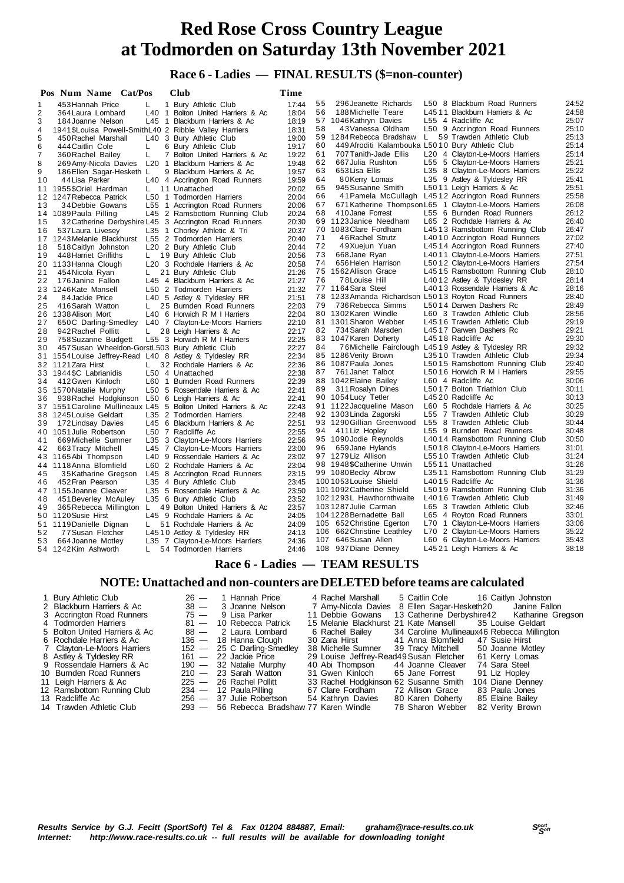# Red Rose Cross Country League
# at Todmorden on Saturday 13th November 2021

## Race 6 - Ladies — FINAL RESULTS ($=non-counter)

| Pos | Num | Name | Cat/Pos | Club | Time |
|---|---|---|---|---|---|
| 1 | 453 | Hannah Price | L 1 | Bury Athletic Club | 17:44 |
| 2 | 364 | Laura Lombard | L40 1 | Bolton United Harriers & Ac | 18:04 |
| 3 | 184 | Joanne Nelson | L45 1 | Blackburn Harriers & Ac | 18:19 |
| 4 | 1941 | $Louisa Powell-Smith | L40 2 | Ribble Valley Harriers | 18:31 |
| 5 | 450 | Rachel Marshall | L40 3 | Bury Athletic Club | 19:00 |
| 6 | 444 | Caitlin Cole | L 6 | Bury Athletic Club | 19:17 |
| 7 | 360 | Rachel Bailey | L 7 | Bolton United Harriers & Ac | 19:22 |
| 8 | 269 | Amy-Nicola Davies | L20 1 | Blackburn Harriers & Ac | 19:48 |
| 9 | 186 | Ellen Sagar-Hesketh | L 9 | Blackburn Harriers & Ac | 19:57 |
| 10 | 44 | Lisa Parker | L40 4 | Accrington Road Runners | 19:59 |
| 11 | 1955 | $Oriel Hardman | L 11 | Unattached | 20:02 |
| 12 | 1247 | Rebecca Patrick | L50 1 | Todmorden Harriers | 20:04 |
| 13 | 34 | Debbie Gowans | L55 1 | Accrington Road Runners | 20:06 |
| 14 | 1089 | Paula Pilling | L45 2 | Ramsbottom Running Club | 20:24 |
| 15 | 32 | Catherine Derbyshire | L45 3 | Accrington Road Runners | 20:30 |
| 16 | 537 | Laura Livesey | L35 1 | Chorley Athletic & Tri | 20:37 |
| 17 | 1243 | Melanie Blackhurst | L55 2 | Todmorden Harriers | 20:40 |
| 18 | 518 | Caitlyn Johnston | L20 2 | Bury Athletic Club | 20:44 |
| 19 | 448 | Harriet Griffiths | L 19 | Bury Athletic Club | 20:56 |
| 20 | 1133 | Hanna Clough | L20 3 | Rochdale Harriers & Ac | 20:58 |
| 21 | 454 | Nicola Ryan | L 21 | Bury Athletic Club | 21:26 |
| 22 | 176 | Janine Fallon | L45 4 | Blackburn Harriers & Ac | 21:27 |
| 23 | 1246 | Kate Mansell | L50 2 | Todmorden Harriers | 21:32 |
| 24 | 84 | Jackie Price | L40 5 | Astley & Tyldesley RR | 21:51 |
| 25 | 416 | Sarah Watton | L 25 | Burnden Road Runners | 22:03 |
| 26 | 1338 | Alison Mort | L40 6 | Horwich R M I Harriers | 22:04 |
| 27 | 650 | C Darling-Smedley | L40 7 | Clayton-Le-Moors Harriers | 22:10 |
| 28 | 942 | Rachel Pollitt | L 28 | Leigh Harriers & Ac | 22:17 |
| 29 | 758 | Suzanne Budgett | L55 3 | Horwich R M I Harriers | 22:25 |
| 30 | 457 | Susan Wheeldon-Gorst | L50 3 | Bury Athletic Club | 22:27 |
| 31 | 1554 | Louise Jeffrey-Read | L40 8 | Astley & Tyldesley RR | 22:34 |
| 32 | 1121 | Zara Hirst | L 32 | Rochdale Harriers & Ac | 22:36 |
| 33 | 1944 | $C Labrianidis | L50 4 | Unattached | 22:38 |
| 34 | 412 | Gwen Kinloch | L60 1 | Burnden Road Runners | 22:39 |
| 35 | 1570 | Natalie Murphy | L50 5 | Rossendale Harriers & Ac | 22:41 |
| 36 | 938 | Rachel Hodgkinson | L50 6 | Leigh Harriers & Ac | 22:41 |
| 37 | 1551 | Caroline Mullineaux | L45 5 | Bolton United Harriers & Ac | 22:43 |
| 38 | 1245 | Louise Geldart | L35 2 | Todmorden Harriers | 22:48 |
| 39 | 172 | Lindsay Davies | L45 6 | Blackburn Harriers & Ac | 22:51 |
| 40 | 1051 | Julie Robertson | L50 7 | Radcliffe Ac | 22:55 |
| 41 | 669 | Michelle Sumner | L35 3 | Clayton-Le-Moors Harriers | 22:56 |
| 42 | 663 | Tracy Mitchell | L45 7 | Clayton-Le-Moors Harriers | 23:00 |
| 43 | 1165 | Abi Thompson | L40 9 | Rossendale Harriers & Ac | 23:02 |
| 44 | 1118 | Anna Blomfield | L60 2 | Rochdale Harriers & Ac | 23:04 |
| 45 | 35 | Katharine Gregson | L45 8 | Accrington Road Runners | 23:15 |
| 46 | 452 | Fran Pearson | L35 4 | Bury Athletic Club | 23:45 |
| 47 | 1155 | Joanne Cleaver | L35 5 | Rossendale Harriers & Ac | 23:50 |
| 48 | 451 | Beverley McAuley | L35 6 | Bury Athletic Club | 23:52 |
| 49 | 365 | Rebecca Millington | L 49 | Bolton United Harriers & Ac | 23:57 |
| 50 | 1120 | Susie Hirst | L45 9 | Rochdale Harriers & Ac | 24:05 |
| 51 | 1119 | Danielle Dignan | L 51 | Rochdale Harriers & Ac | 24:09 |
| 52 | 77 | Susan Fletcher | L45 10 | Astley & Tyldesley RR | 24:13 |
| 53 | 664 | Joanne Motley | L35 7 | Clayton-Le-Moors Harriers | 24:36 |
| 54 | 1242 | Kim Ashworth | L 54 | Todmorden Harriers | 24:46 |
| 55 | 296 | Jeanette Richards | L50 8 | Blackburn Road Runners | 24:52 |
| 56 | 188 | Michelle Teare | L45 11 | Blackburn Harriers & Ac | 24:58 |
| 57 | 1046 | Kathryn Davies | L55 4 | Radcliffe Ac | 25:07 |
| 58 | 43 | Vanessa Oldham | L50 9 | Accrington Road Runners | 25:10 |
| 59 | 1284 | Rebecca Bradshaw | L 59 | Trawden Athletic Club | 25:13 |
| 60 | 449 | Afroditi Kalambouka | L50 10 | Bury Athletic Club | 25:14 |
| 61 | 707 | Tanith-Jade Ellis | L20 4 | Clayton-Le-Moors Harriers | 25:14 |
| 62 | 667 | Julia Rushton | L55 5 | Clayton-Le-Moors Harriers | 25:21 |
| 63 | 653 | Lisa Ellis | L35 8 | Clayton-Le-Moors Harriers | 25:22 |
| 64 | 80 | Kerry Lomas | L35 9 | Astley & Tyldesley RR | 25:41 |
| 65 | 945 | Susanne Smith | L50 11 | Leigh Harriers & Ac | 25:51 |
| 66 | 41 | Pamela McCullagh | L45 12 | Accrington Road Runners | 25:58 |
| 67 | 671 | Katherine Thompson | L65 1 | Clayton-Le-Moors Harriers | 26:08 |
| 68 | 410 | Jane Forrest | L55 6 | Burnden Road Runners | 26:12 |
| 69 | 1123 | Janice Needham | L65 2 | Rochdale Harriers & Ac | 26:40 |
| 70 | 1083 | Clare Fordham | L45 13 | Ramsbottom Running Club | 26:47 |
| 71 | 46 | Rachel Strutz | L40 10 | Accrington Road Runners | 27:02 |
| 72 | 49 | Xuejun Yuan | L45 14 | Accrington Road Runners | 27:40 |
| 73 | 668 | Jane Ryan | L40 11 | Clayton-Le-Moors Harriers | 27:51 |
| 74 | 656 | Helen Harrison | L50 12 | Clayton-Le-Moors Harriers | 27:54 |
| 75 | 1562 | Allison Grace | L45 15 | Ramsbottom Running Club | 28:10 |
| 76 | 78 | Louise Hill | L40 12 | Astley & Tyldesley RR | 28:14 |
| 77 | 1164 | Sara Steel | L40 13 | Rossendale Harriers & Ac | 28:16 |
| 78 | 1233 | Amanda Richardson | L50 13 | Royton Road Runners | 28:40 |
| 79 | 736 | Rebecca Simms | L50 14 | Darwen Dashers Rc | 28:49 |
| 80 | 1302 | Karen Windle | L60 3 | Trawden Athletic Club | 28:56 |
| 81 | 1301 | Sharon Webber | L45 16 | Trawden Athletic Club | 29:19 |
| 82 | 734 | Sarah Marsden | L45 17 | Darwen Dashers Rc | 29:21 |
| 83 | 1047 | Karen Doherty | L45 18 | Radcliffe Ac | 29:30 |
| 84 | 76 | Michelle Fairclough | L45 19 | Astley & Tyldesley RR | 29:32 |
| 85 | 1286 | Verity Brown | L35 10 | Trawden Athletic Club | 29:34 |
| 86 | 1087 | Paula Jones | L50 15 | Ramsbottom Running Club | 29:40 |
| 87 | 761 | Janet Talbot | L50 16 | Horwich R M I Harriers | 29:55 |
| 88 | 1042 | Elaine Bailey | L60 4 | Radcliffe Ac | 30:06 |
| 89 | 311 | Rosalyn Dines | L50 17 | Bolton Triathlon Club | 30:11 |
| 90 | 1054 | Lucy Tetler | L45 20 | Radcliffe Ac | 30:13 |
| 91 | 1122 | Jacqueline Mason | L60 5 | Rochdale Harriers & Ac | 30:25 |
| 92 | 1303 | Linda Zagorski | L55 7 | Trawden Athletic Club | 30:29 |
| 93 | 1290 | Gillian Greenwood | L55 8 | Trawden Athletic Club | 30:44 |
| 94 | 411 | Liz Hopley | L55 9 | Burnden Road Runners | 30:48 |
| 95 | 1090 | Jodie Reynolds | L40 14 | Ramsbottom Running Club | 30:50 |
| 96 | 659 | Jane Hylands | L50 18 | Clayton-Le-Moors Harriers | 31:01 |
| 97 | 1279 | Liz Allison | L55 10 | Trawden Athletic Club | 31:24 |
| 98 | 1948 | $Catherine Unwin | L55 11 | Unattached | 31:26 |
| 99 | 1080 | Becky Albrow | L35 11 | Ramsbottom Running Club | 31:29 |
| 100 | 1053 | Louise Shield | L40 15 | Radcliffe Ac | 31:36 |
| 101 | 1092 | Catherine Shield | L50 19 | Ramsbottom Running Club | 31:36 |
| 102 | 1293 | L Hawthornthwaite | L40 16 | Trawden Athletic Club | 31:49 |
| 103 | 1287 | Julie Carman | L65 3 | Trawden Athletic Club | 32:46 |
| 104 | 1228 | Bernadette Ball | L65 4 | Royton Road Runners | 33:01 |
| 105 | 652 | Christine Egerton | L70 1 | Clayton-Le-Moors Harriers | 33:06 |
| 106 | 662 | Christine Leathley | L70 2 | Clayton-Le-Moors Harriers | 35:22 |
| 107 | 646 | Susan Allen | L60 6 | Clayton-Le-Moors Harriers | 35:43 |
| 108 | 937 | Diane Denney | L45 21 | Leigh Harriers & Ac | 38:18 |

## Race 6 - Ladies — TEAM RESULTS

### NOTE: Unattached and non-counters are DELETED before teams are calculated

| Pos | Club | Points | 1st | 2nd | 3rd | 4th |
|---|---|---|---|---|---|---|
| 1 | Bury Athletic Club | 26 | 1 Hannah Price | 4 Rachel Marshall | 5 Caitlin Cole | 16 Caitlyn Johnston |
| 2 | Blackburn Harriers & Ac | 38 | 3 Joanne Nelson | 7 Amy-Nicola Davies | 8 Ellen Sagar-Hesketh | 20 Janine Fallon |
| 3 | Accrington Road Runners | 75 | 9 Lisa Parker | 11 Debbie Gowans | 13 Catherine Derbyshire | 42 Katharine Gregson |
| 4 | Todmorden Harriers | 81 | 10 Rebecca Patrick | 15 Melanie Blackhurst | 21 Kate Mansell | 35 Louise Geldart |
| 5 | Bolton United Harriers & Ac | 88 | 2 Laura Lombard | 6 Rachel Bailey | 34 Caroline Mullineaux | 46 Rebecca Millington |
| 6 | Rochdale Harriers & Ac | 136 | 18 Hanna Clough | 30 Zara Hirst | 41 Anna Blomfield | 47 Susie Hirst |
| 7 | Clayton-Le-Moors Harriers | 152 | 25 C Darling-Smedley | 38 Michelle Sumner | 39 Tracy Mitchell | 50 Joanne Motley |
| 8 | Astley & Tyldesley RR | 161 | 22 Jackie Price | 29 Louise Jeffrey-Read | 49 Susan Fletcher | 61 Kerry Lomas |
| 9 | Rossendale Harriers & Ac | 190 | 32 Natalie Murphy | 40 Abi Thompson | 44 Joanne Cleaver | 74 Sara Steel |
| 10 | Burnden Road Runners | 210 | 23 Sarah Watton | 31 Gwen Kinloch | 65 Jane Forrest | 91 Liz Hopley |
| 11 | Leigh Harriers & Ac | 225 | 26 Rachel Pollitt | 33 Rachel Hodgkinson | 62 Susanne Smith | 104 Diane Denney |
| 12 | Ramsbottom Running Club | 234 | 12 Paula Pilling | 67 Clare Fordham | 72 Allison Grace | 83 Paula Jones |
| 13 | Radcliffe Ac | 256 | 37 Julie Robertson | 54 Kathryn Davies | 80 Karen Doherty | 85 Elaine Bailey |
| 14 | Trawden Athletic Club | 293 | 56 Rebecca Bradshaw | 77 Karen Windle | 78 Sharon Webber | 82 Verity Brown |

*Results Service by G.J. Fecitt (SportSoft) Tel & Fax 01204 884887, Email: graham@race-results.co.uk*
*Internet: http://www.race-results.co.uk -- full results will be available for downloading tonight*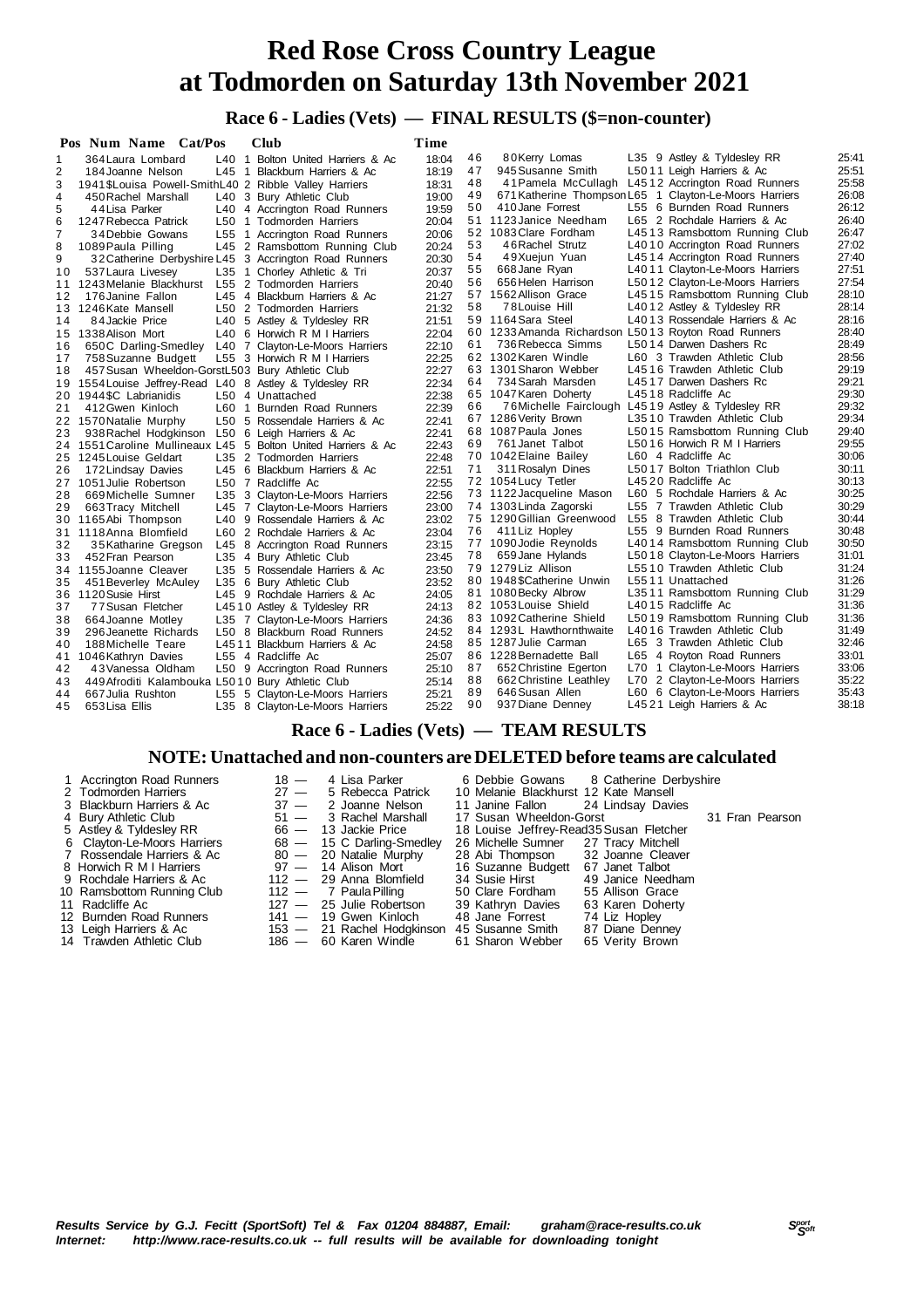# Red Rose Cross Country League
# at Todmorden on Saturday 13th November 2021

## Race 6 - Ladies (Vets) — FINAL RESULTS ($=non-counter)

| Pos | Num | Name | Cat/Pos | Club | Time |
|---|---|---|---|---|---|
| 1 | 364 | Laura Lombard | L40 1 | Bolton United Harriers & Ac | 18:04 |
| 2 | 184 | Joanne Nelson | L45 1 | Blackburn Harriers & Ac | 18:19 |
| 3 | 1941 | $Louisa Powell-Smith | L40 2 | Ribble Valley Harriers | 18:31 |
| 4 | 450 | Rachel Marshall | L40 3 | Bury Athletic Club | 19:00 |
| 5 | 44 | Lisa Parker | L40 4 | Accrington Road Runners | 19:59 |
| 6 | 1247 | Rebecca Patrick | L50 1 | Todmorden Harriers | 20:04 |
| 7 | 34 | Debbie Gowans | L55 1 | Accrington Road Runners | 20:06 |
| 8 | 1089 | Paula Pilling | L45 2 | Ramsbottom Running Club | 20:24 |
| 9 | 32 | Catherine Derbyshire | L45 3 | Accrington Road Runners | 20:30 |
| 10 | 537 | Laura Livesey | L35 1 | Chorley Athletic & Tri | 20:37 |
| 11 | 1243 | Melanie Blackhurst | L55 2 | Todmorden Harriers | 20:40 |
| 12 | 176 | Janine Fallon | L45 4 | Blackburn Harriers & Ac | 21:27 |
| 13 | 1246 | Kate Mansell | L50 2 | Todmorden Harriers | 21:32 |
| 14 | 84 | Jackie Price | L40 5 | Astley & Tyldesley RR | 21:51 |
| 15 | 1338 | Alison Mort | L40 6 | Horwich R M I Harriers | 22:04 |
| 16 | 650 | C Darling-Smedley | L40 7 | Clayton-Le-Moors Harriers | 22:10 |
| 17 | 758 | Suzanne Budgett | L55 3 | Horwich R M I Harriers | 22:25 |
| 18 | 457 | Susan Wheeldon-Gorst | L50 3 | Bury Athletic Club | 22:27 |
| 19 | 1554 | Louise Jeffrey-Read | L40 8 | Astley & Tyldesley RR | 22:34 |
| 20 | 1944 | $C Labrianidis | L50 4 | Unattached | 22:38 |
| 21 | 412 | Gwen Kinloch | L60 1 | Burnden Road Runners | 22:39 |
| 22 | 1570 | Natalie Murphy | L50 5 | Rossendale Harriers & Ac | 22:41 |
| 23 | 938 | Rachel Hodgkinson | L50 6 | Leigh Harriers & Ac | 22:41 |
| 24 | 1551 | Caroline Mullineaux | L45 5 | Bolton United Harriers & Ac | 22:43 |
| 25 | 1245 | Louise Geldart | L35 2 | Todmorden Harriers | 22:48 |
| 26 | 172 | Lindsay Davies | L45 6 | Blackburn Harriers & Ac | 22:51 |
| 27 | 1051 | Julie Robertson | L50 7 | Radcliffe Ac | 22:55 |
| 28 | 669 | Michelle Sumner | L35 3 | Clayton-Le-Moors Harriers | 22:56 |
| 29 | 663 | Tracy Mitchell | L45 7 | Clayton-Le-Moors Harriers | 23:00 |
| 30 | 1165 | Abi Thompson | L40 9 | Rossendale Harriers & Ac | 23:02 |
| 31 | 1118 | Anna Blomfield | L60 2 | Rochdale Harriers & Ac | 23:04 |
| 32 | 35 | Katharine Gregson | L45 8 | Accrington Road Runners | 23:15 |
| 33 | 452 | Fran Pearson | L35 4 | Bury Athletic Club | 23:45 |
| 34 | 1155 | Joanne Cleaver | L35 5 | Rossendale Harriers & Ac | 23:50 |
| 35 | 451 | Beverley McAuley | L35 6 | Bury Athletic Club | 23:52 |
| 36 | 1120 | Susie Hirst | L45 9 | Rochdale Harriers & Ac | 24:05 |
| 37 | 77 | Susan Fletcher | L45 10 | Astley & Tyldesley RR | 24:13 |
| 38 | 664 | Joanne Motley | L35 7 | Clayton-Le-Moors Harriers | 24:36 |
| 39 | 296 | Jeanette Richards | L50 8 | Blackburn Road Runners | 24:52 |
| 40 | 188 | Michelle Teare | L45 11 | Blackburn Harriers & Ac | 24:58 |
| 41 | 1046 | Kathryn Davies | L55 4 | Radcliffe Ac | 25:07 |
| 42 | 43 | Vanessa Oldham | L50 9 | Accrington Road Runners | 25:10 |
| 43 | 449 | Afroditi Kalambouka | L50 10 | Bury Athletic Club | 25:14 |
| 44 | 667 | Julia Rushton | L55 5 | Clayton-Le-Moors Harriers | 25:21 |
| 45 | 653 | Lisa Ellis | L35 8 | Clayton-Le-Moors Harriers | 25:22 |
| 46 | 80 | Kerry Lomas | L35 9 | Astley & Tyldesley RR | 25:41 |
| 47 | 945 | Susanne Smith | L50 11 | Leigh Harriers & Ac | 25:51 |
| 48 | 41 | Pamela McCullagh | L45 12 | Accrington Road Runners | 25:58 |
| 49 | 671 | Katherine Thompson | L65 1 | Clayton-Le-Moors Harriers | 26:08 |
| 50 | 410 | Jane Forrest | L55 6 | Burnden Road Runners | 26:12 |
| 51 | 1123 | Janice Needham | L65 2 | Rochdale Harriers & Ac | 26:40 |
| 52 | 1083 | Clare Fordham | L45 13 | Ramsbottom Running Club | 26:47 |
| 53 | 46 | Rachel Strutz | L40 10 | Accrington Road Runners | 27:02 |
| 54 | 49 | Xuejun Yuan | L45 14 | Accrington Road Runners | 27:40 |
| 55 | 668 | Jane Ryan | L40 11 | Clayton-Le-Moors Harriers | 27:51 |
| 56 | 656 | Helen Harrison | L50 12 | Clayton-Le-Moors Harriers | 27:54 |
| 57 | 1562 | Allison Grace | L45 15 | Ramsbottom Running Club | 28:10 |
| 58 | 78 | Louise Hill | L40 12 | Astley & Tyldesley RR | 28:14 |
| 59 | 1164 | Sara Steel | L40 13 | Rossendale Harriers & Ac | 28:16 |
| 60 | 1233 | Amanda Richardson | L50 13 | Royton Road Runners | 28:40 |
| 61 | 736 | Rebecca Simms | L50 14 | Darwen Dashers Rc | 28:49 |
| 62 | 1302 | Karen Windle | L60 3 | Trawden Athletic Club | 28:56 |
| 63 | 1301 | Sharon Webber | L45 16 | Trawden Athletic Club | 29:19 |
| 64 | 734 | Sarah Marsden | L45 17 | Darwen Dashers Rc | 29:21 |
| 65 | 1047 | Karen Doherty | L45 18 | Radcliffe Ac | 29:30 |
| 66 | 76 | Michelle Fairclough | L45 19 | Astley & Tyldesley RR | 29:32 |
| 67 | 1286 | Verity Brown | L35 10 | Trawden Athletic Club | 29:34 |
| 68 | 1087 | Paula Jones | L50 15 | Ramsbottom Running Club | 29:40 |
| 69 | 761 | Janet Talbot | L50 16 | Horwich R M I Harriers | 29:55 |
| 70 | 1042 | Elaine Bailey | L60 4 | Radcliffe Ac | 30:06 |
| 71 | 311 | Rosalyn Dines | L50 17 | Bolton Triathlon Club | 30:11 |
| 72 | 1054 | Lucy Tetler | L45 20 | Radcliffe Ac | 30:13 |
| 73 | 1122 | Jacqueline Mason | L60 5 | Rochdale Harriers & Ac | 30:25 |
| 74 | 1303 | Linda Zagorski | L55 7 | Trawden Athletic Club | 30:29 |
| 75 | 1290 | Gillian Greenwood | L55 8 | Trawden Athletic Club | 30:44 |
| 76 | 411 | Liz Hopley | L55 9 | Burnden Road Runners | 30:48 |
| 77 | 1090 | Jodie Reynolds | L40 14 | Ramsbottom Running Club | 30:50 |
| 78 | 659 | Jane Hylands | L50 18 | Clayton-Le-Moors Harriers | 31:01 |
| 79 | 1279 | Liz Allison | L55 10 | Trawden Athletic Club | 31:24 |
| 80 | 1948 | $Catherine Unwin | L55 11 | Unattached | 31:26 |
| 81 | 1080 | Becky Albrow | L35 11 | Ramsbottom Running Club | 31:29 |
| 82 | 1053 | Louise Shield | L40 15 | Radcliffe Ac | 31:36 |
| 83 | 1092 | Catherine Shield | L50 19 | Ramsbottom Running Club | 31:36 |
| 84 | 1293 | L Hawthornthwaite | L40 16 | Trawden Athletic Club | 31:49 |
| 85 | 1287 | Julie Carman | L65 3 | Trawden Athletic Club | 32:46 |
| 86 | 1228 | Bernadette Ball | L65 4 | Royton Road Runners | 33:01 |
| 87 | 652 | Christine Egerton | L70 1 | Clayton-Le-Moors Harriers | 33:06 |
| 88 | 662 | Christine Leathley | L70 2 | Clayton-Le-Moors Harriers | 35:22 |
| 89 | 646 | Susan Allen | L60 6 | Clayton-Le-Moors Harriers | 35:43 |
| 90 | 937 | Diane Denney | L45 21 | Leigh Harriers & Ac | 38:18 |

## Race 6 - Ladies (Vets) — TEAM RESULTS

### NOTE: Unattached and non-counters are DELETED before teams are calculated

| Pos | Team | Points | 1st | 2nd | 3rd | 4th |
|---|---|---|---|---|---|---|
| 1 | Accrington Road Runners | 18 | 4 Lisa Parker | 6 Debbie Gowans | 8 Catherine Derbyshire | |
| 2 | Todmorden Harriers | 27 | 5 Rebecca Patrick | 10 Melanie Blackhurst | 12 Kate Mansell | |
| 3 | Blackburn Harriers & Ac | 37 | 2 Joanne Nelson | 11 Janine Fallon | 24 Lindsay Davies | |
| 4 | Bury Athletic Club | 51 | 3 Rachel Marshall | 17 Susan Wheeldon-Gorst | | 31 Fran Pearson |
| 5 | Astley & Tyldesley RR | 66 | 13 Jackie Price | 18 Louise Jeffrey-Read | 35 Susan Fletcher | |
| 6 | Clayton-Le-Moors Harriers | 68 | 15 C Darling-Smedley | 26 Michelle Sumner | 27 Tracy Mitchell | |
| 7 | Rossendale Harriers & Ac | 80 | 20 Natalie Murphy | 28 Abi Thompson | 32 Joanne Cleaver | |
| 8 | Horwich R M I Harriers | 97 | 14 Alison Mort | 16 Suzanne Budgett | 67 Janet Talbot | |
| 9 | Rochdale Harriers & Ac | 112 | 29 Anna Blomfield | 34 Susie Hirst | 49 Janice Needham | |
| 10 | Ramsbottom Running Club | 112 | 7 Paula Pilling | 50 Clare Fordham | 55 Allison Grace | |
| 11 | Radcliffe Ac | 127 | 25 Julie Robertson | 39 Kathryn Davies | 63 Karen Doherty | |
| 12 | Burnden Road Runners | 141 | 19 Gwen Kinloch | 48 Jane Forrest | 74 Liz Hopley | |
| 13 | Leigh Harriers & Ac | 153 | 21 Rachel Hodgkinson | 45 Susanne Smith | 87 Diane Denney | |
| 14 | Trawden Athletic Club | 186 | 60 Karen Windle | 61 Sharon Webber | 65 Verity Brown | |

*Results Service by G.J. Fecitt (SportSoft) Tel & Fax 01204 884887, Email: graham@race-results.co.uk*
*Internet: http://www.race-results.co.uk -- full results will be available for downloading tonight*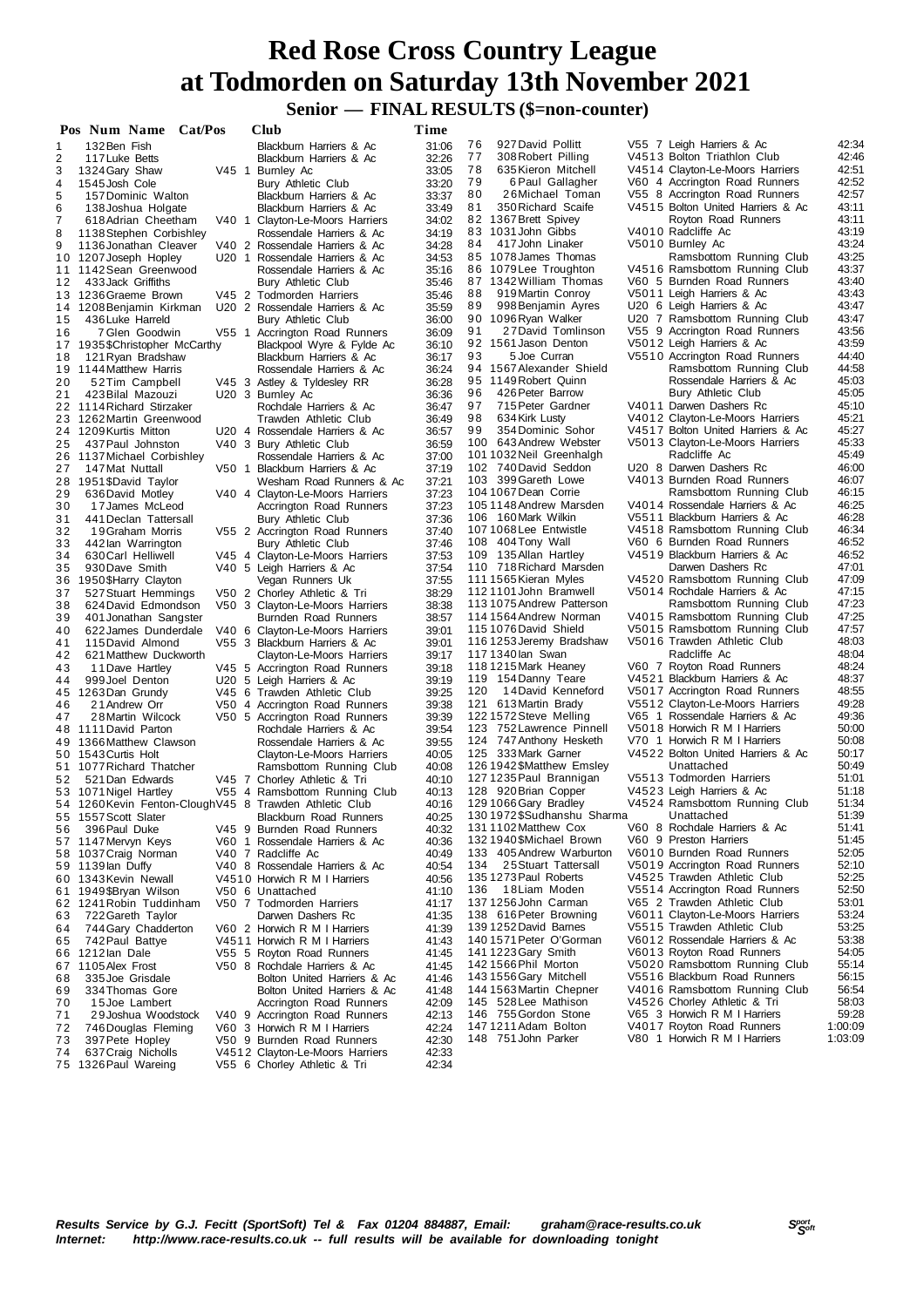# Red Rose Cross Country League
# at Todmorden on Saturday 13th November 2021

## Senior — FINAL RESULTS ($=non-counter)

| Pos | Num | Name | Cat/Pos | Club | Time |
|---|---|---|---|---|---|
| 1 | 132 | Ben Fish | | Blackburn Harriers & Ac | 31:06 |
| 2 | 117 | Luke Betts | | Blackburn Harriers & Ac | 32:26 |
| 3 | 1324 | Gary Shaw | V45 1 | Burnley Ac | 33:05 |
| 4 | 1545 | Josh Cole | | Bury Athletic Club | 33:20 |
| 5 | 157 | Dominic Walton | | Blackburn Harriers & Ac | 33:37 |
| 6 | 138 | Joshua Holgate | | Blackburn Harriers & Ac | 33:49 |
| 7 | 618 | Adrian Cheetham | V40 1 | Clayton-Le-Moors Harriers | 34:02 |
| 8 | 1138 | Stephen Corbishley | | Rossendale Harriers & Ac | 34:19 |
| 9 | 1136 | Jonathan Cleaver | V40 2 | Rossendale Harriers & Ac | 34:28 |
| 10 | 1207 | Joseph Hopley | U20 1 | Rossendale Harriers & Ac | 34:53 |
| 11 | 1142 | Sean Greenwood | | Rossendale Harriers & Ac | 35:16 |
| 12 | 433 | Jack Griffiths | | Bury Athletic Club | 35:46 |
| 13 | 1236 | Graeme Brown | V45 2 | Todmorden Harriers | 35:46 |
| 14 | 1208 | Benjamin Kirkman | U20 2 | Rossendale Harriers & Ac | 35:59 |
| 15 | 436 | Luke Harreld | | Bury Athletic Club | 36:00 |
| 16 | 7 | Glen Goodwin | V55 1 | Accrington Road Runners | 36:09 |
| 17 | 1935 | $Christopher McCarthy | | Blackpool Wyre & Fylde Ac | 36:10 |
| 18 | 121 | Ryan Bradshaw | | Blackburn Harriers & Ac | 36:17 |
| 19 | 1144 | Matthew Harris | | Rossendale Harriers & Ac | 36:24 |
| 20 | 52 | Tim Campbell | V45 3 | Astley & Tyldesley RR | 36:28 |
| 21 | 423 | Bilal Mazouzi | U20 3 | Burnley Ac | 36:36 |
| 22 | 1114 | Richard Stirzaker | | Rochdale Harriers & Ac | 36:47 |
| 23 | 1262 | Martin Greenwood | | Trawden Athletic Club | 36:49 |
| 24 | 1209 | Kurtis Mitton | U20 4 | Rossendale Harriers & Ac | 36:57 |
| 25 | 437 | Paul Johnston | V40 3 | Bury Athletic Club | 36:59 |
| 26 | 1137 | Michael Corbishley | | Rossendale Harriers & Ac | 37:00 |
| 27 | 147 | Mat Nuttall | V50 1 | Blackburn Harriers & Ac | 37:19 |
| 28 | 1951 | $David Taylor | | Wesham Road Runners & Ac | 37:21 |
| 29 | 636 | David Motley | V40 4 | Clayton-Le-Moors Harriers | 37:23 |
| 30 | 17 | James McLeod | | Accrington Road Runners | 37:23 |
| 31 | 441 | Declan Tattersall | | Bury Athletic Club | 37:36 |
| 32 | 19 | Graham Morris | V55 2 | Accrington Road Runners | 37:40 |
| 33 | 442 | Ian Warrington | | Bury Athletic Club | 37:46 |
| 34 | 630 | Carl Helliwell | V45 4 | Clayton-Le-Moors Harriers | 37:53 |
| 35 | 930 | Dave Smith | V40 5 | Leigh Harriers & Ac | 37:54 |
| 36 | 1950 | $Harry Clayton | | Vegan Runners Uk | 37:55 |
| 37 | 527 | Stuart Hemmings | V50 2 | Chorley Athletic & Tri | 38:29 |
| 38 | 624 | David Edmondson | V50 3 | Clayton-Le-Moors Harriers | 38:38 |
| 39 | 401 | Jonathan Sangster | | Burnden Road Runners | 38:57 |
| 40 | 622 | James Dunderdale | V40 6 | Clayton-Le-Moors Harriers | 39:01 |
| 41 | 115 | David Almond | V55 3 | Blackburn Harriers & Ac | 39:01 |
| 42 | 621 | Matthew Duckworth | | Clayton-Le-Moors Harriers | 39:17 |
| 43 | 11 | Dave Hartley | V45 5 | Accrington Road Runners | 39:18 |
| 44 | 999 | Joel Denton | U20 5 | Leigh Harriers & Ac | 39:19 |
| 45 | 1263 | Dan Grundy | V45 6 | Trawden Athletic Club | 39:25 |
| 46 | 21 | Andrew Orr | V50 4 | Accrington Road Runners | 39:38 |
| 47 | 28 | Martin Wilcock | V50 5 | Accrington Road Runners | 39:39 |
| 48 | 1111 | David Parton | | Rochdale Harriers & Ac | 39:54 |
| 49 | 1366 | Matthew Clawson | | Rossendale Harriers & Ac | 39:55 |
| 50 | 1543 | Curtis Holt | | Clayton-Le-Moors Harriers | 40:05 |
| 51 | 1077 | Richard Thatcher | | Ramsbottom Running Club | 40:08 |
| 52 | 521 | Dan Edwards | V45 7 | Chorley Athletic & Tri | 40:10 |
| 53 | 1071 | Nigel Hartley | V55 4 | Ramsbottom Running Club | 40:13 |
| 54 | 1260 | Kevin Fenton-Clough | V45 8 | Trawden Athletic Club | 40:16 |
| 55 | 1557 | Scott Slater | | Blackburn Road Runners | 40:25 |
| 56 | 396 | Paul Duke | V45 9 | Burnden Road Runners | 40:32 |
| 57 | 1147 | Mervyn Keys | V60 1 | Rossendale Harriers & Ac | 40:36 |
| 58 | 1037 | Craig Norman | V40 7 | Radcliffe Ac | 40:49 |
| 59 | 1139 | Ian Duffy | V40 8 | Rossendale Harriers & Ac | 40:54 |
| 60 | 1343 | Kevin Newall | V45 10 | Horwich R M I Harriers | 40:56 |
| 61 | 1949 | $Bryan Wilson | V50 6 | Unattached | 41:10 |
| 62 | 1241 | Robin Tuddinham | V50 7 | Todmorden Harriers | 41:17 |
| 63 | 722 | Gareth Taylor | | Darwen Dashers Rc | 41:35 |
| 64 | 744 | Gary Chadderton | V60 2 | Horwich R M I Harriers | 41:39 |
| 65 | 742 | Paul Battye | V45 11 | Horwich R M I Harriers | 41:43 |
| 66 | 1212 | Ian Dale | V55 5 | Royton Road Runners | 41:45 |
| 67 | 1105 | Alex Frost | V50 8 | Rochdale Harriers & Ac | 41:45 |
| 68 | 335 | Joe Grisdale | | Bolton United Harriers & Ac | 41:46 |
| 69 | 334 | Thomas Gore | | Bolton United Harriers & Ac | 41:48 |
| 70 | 15 | Joe Lambert | | Accrington Road Runners | 42:09 |
| 71 | 29 | Joshua Woodstock | V40 9 | Accrington Road Runners | 42:13 |
| 72 | 746 | Douglas Fleming | V60 3 | Horwich R M I Harriers | 42:24 |
| 73 | 397 | Pete Hopley | V50 9 | Burnden Road Runners | 42:30 |
| 74 | 637 | Craig Nicholls | V45 12 | Clayton-Le-Moors Harriers | 42:33 |
| 75 | 1326 | Paul Wareing | V55 6 | Chorley Athletic & Tri | 42:34 |
| 76 | 927 | David Pollitt | V55 7 | Leigh Harriers & Ac | 42:34 |
| 77 | 308 | Robert Pilling | V45 13 | Bolton Triathlon Club | 42:46 |
| 78 | 635 | Kieron Mitchell | V45 14 | Clayton-Le-Moors Harriers | 42:51 |
| 79 | 6 | Paul Gallagher | V60 4 | Accrington Road Runners | 42:52 |
| 80 | 26 | Michael Toman | V55 8 | Accrington Road Runners | 42:57 |
| 81 | 350 | Richard Scaife | V45 15 | Bolton United Harriers & Ac | 43:11 |
| 82 | 1367 | Brett Spivey | | Royton Road Runners | 43:11 |
| 83 | 1031 | John Gibbs | V40 10 | Radcliffe Ac | 43:19 |
| 84 | 417 | John Linaker | V50 10 | Burnley Ac | 43:24 |
| 85 | 1078 | James Thomas | | Ramsbottom Running Club | 43:25 |
| 86 | 1079 | Lee Troughton | V45 16 | Ramsbottom Running Club | 43:37 |
| 87 | 1342 | William Thomas | V60 5 | Burnden Road Runners | 43:40 |
| 88 | 919 | Martin Conroy | V50 11 | Leigh Harriers & Ac | 43:43 |
| 89 | 998 | Benjamin Ayres | U20 6 | Leigh Harriers & Ac | 43:47 |
| 90 | 1096 | Ryan Walker | U20 7 | Ramsbottom Running Club | 43:47 |
| 91 | 27 | David Tomlinson | V55 9 | Accrington Road Runners | 43:56 |
| 92 | 1561 | Jason Denton | V50 12 | Leigh Harriers & Ac | 43:59 |
| 93 | 5 | Joe Curran | V55 10 | Accrington Road Runners | 44:40 |
| 94 | 1567 | Alexander Shield | | Ramsbottom Running Club | 44:58 |
| 95 | 1149 | Robert Quinn | | Rossendale Harriers & Ac | 45:03 |
| 96 | 426 | Peter Barrow | | Bury Athletic Club | 45:05 |
| 97 | 715 | Peter Gardner | V40 11 | Darwen Dashers Rc | 45:10 |
| 98 | 634 | Kirk Lusty | V40 12 | Clayton-Le-Moors Harriers | 45:21 |
| 99 | 354 | Dominic Sohor | V45 17 | Bolton United Harriers & Ac | 45:27 |
| 100 | 643 | Andrew Webster | V50 13 | Clayton-Le-Moors Harriers | 45:33 |
| 101 | 1032 | Neil Greenhalgh | | Radcliffe Ac | 45:49 |
| 102 | 740 | David Seddon | U20 8 | Darwen Dashers Rc | 46:00 |
| 103 | 399 | Gareth Lowe | V40 13 | Burnden Road Runners | 46:07 |
| 104 | 1067 | Dean Corrie | | Ramsbottom Running Club | 46:15 |
| 105 | 1148 | Andrew Marsden | V40 14 | Rossendale Harriers & Ac | 46:25 |
| 106 | 160 | Mark Wilkin | V55 11 | Blackburn Harriers & Ac | 46:28 |
| 107 | 1068 | Lee Entwistle | V45 18 | Ramsbottom Running Club | 46:34 |
| 108 | 404 | Tony Wall | V60 6 | Burnden Road Runners | 46:52 |
| 109 | 135 | Allan Hartley | V45 19 | Blackburn Harriers & Ac | 46:52 |
| 110 | 718 | Richard Marsden | | Darwen Dashers Rc | 47:01 |
| 111 | 1565 | Kieran Myles | V45 20 | Ramsbottom Running Club | 47:09 |
| 112 | 1101 | John Bramwell | V50 14 | Rochdale Harriers & Ac | 47:15 |
| 113 | 1075 | Andrew Patterson | | Ramsbottom Running Club | 47:23 |
| 114 | 1564 | Andrew Norman | V40 15 | Ramsbottom Running Club | 47:25 |
| 115 | 1076 | David Shield | V50 15 | Ramsbottom Running Club | 47:57 |
| 116 | 1253 | Jeremy Bradshaw | V50 16 | Trawden Athletic Club | 48:03 |
| 117 | 1340 | Ian Swan | | Radcliffe Ac | 48:04 |
| 118 | 1215 | Mark Heaney | V60 7 | Royton Road Runners | 48:24 |
| 119 | 154 | Danny Teare | V45 21 | Blackburn Harriers & Ac | 48:37 |
| 120 | 14 | David Kenneford | V50 17 | Accrington Road Runners | 48:55 |
| 121 | 613 | Martin Brady | V55 12 | Clayton-Le-Moors Harriers | 49:28 |
| 122 | 1572 | Steve Melling | V65 1 | Rossendale Harriers & Ac | 49:36 |
| 123 | 752 | Lawrence Pinnell | V50 18 | Horwich R M I Harriers | 50:00 |
| 124 | 747 | Anthony Hesketh | V70 1 | Horwich R M I Harriers | 50:08 |
| 125 | 333 | Mark Garner | V45 22 | Bolton United Harriers & Ac | 50:17 |
| 126 | 1942 | $Matthew Emsley | | Unattached | 50:49 |
| 127 | 1235 | Paul Brannigan | V55 13 | Todmorden Harriers | 51:01 |
| 128 | 920 | Brian Copper | V45 23 | Leigh Harriers & Ac | 51:18 |
| 129 | 1066 | Gary Bradley | V45 24 | Ramsbottom Running Club | 51:34 |
| 130 | 1972 | $Sudhanshu Sharma | | Unattached | 51:39 |
| 131 | 1102 | Matthew Cox | V60 8 | Rochdale Harriers & Ac | 51:41 |
| 132 | 1940 | $Michael Brown | V60 9 | Preston Harriers | 51:45 |
| 133 | 405 | Andrew Warburton | V60 10 | Burnden Road Runners | 52:05 |
| 134 | 25 | Stuart Tattersall | V50 19 | Accrington Road Runners | 52:10 |
| 135 | 1273 | Paul Roberts | V45 25 | Trawden Athletic Club | 52:25 |
| 136 | 18 | Liam Moden | V55 14 | Accrington Road Runners | 52:50 |
| 137 | 1256 | John Carman | V65 2 | Trawden Athletic Club | 53:01 |
| 138 | 616 | Peter Browning | V60 11 | Clayton-Le-Moors Harriers | 53:24 |
| 139 | 1252 | David Barnes | V55 15 | Trawden Athletic Club | 53:25 |
| 140 | 1571 | Peter O'Gorman | V60 12 | Rossendale Harriers & Ac | 53:38 |
| 141 | 1223 | Gary Smith | V60 13 | Royton Road Runners | 54:05 |
| 142 | 1566 | Phil Morton | V50 20 | Ramsbottom Running Club | 55:14 |
| 143 | 1556 | Gary Mitchell | V55 16 | Blackburn Road Runners | 56:15 |
| 144 | 1563 | Martin Chepner | V40 16 | Ramsbottom Running Club | 56:54 |
| 145 | 528 | Lee Mathison | V45 26 | Chorley Athletic & Tri | 58:03 |
| 146 | 755 | Gordon Stone | V65 3 | Horwich R M I Harriers | 59:28 |
| 147 | 1211 | Adam Bolton | V40 17 | Royton Road Runners | 1:00:09 |
| 148 | 751 | John Parker | V80 1 | Horwich R M I Harriers | 1:03:09 |

*Results Service by G.J. Fecitt (SportSoft) Tel & Fax 01204 884887, Email: graham@race-results.co.uk*
*Internet: http://www.race-results.co.uk -- full results will be available for downloading tonight*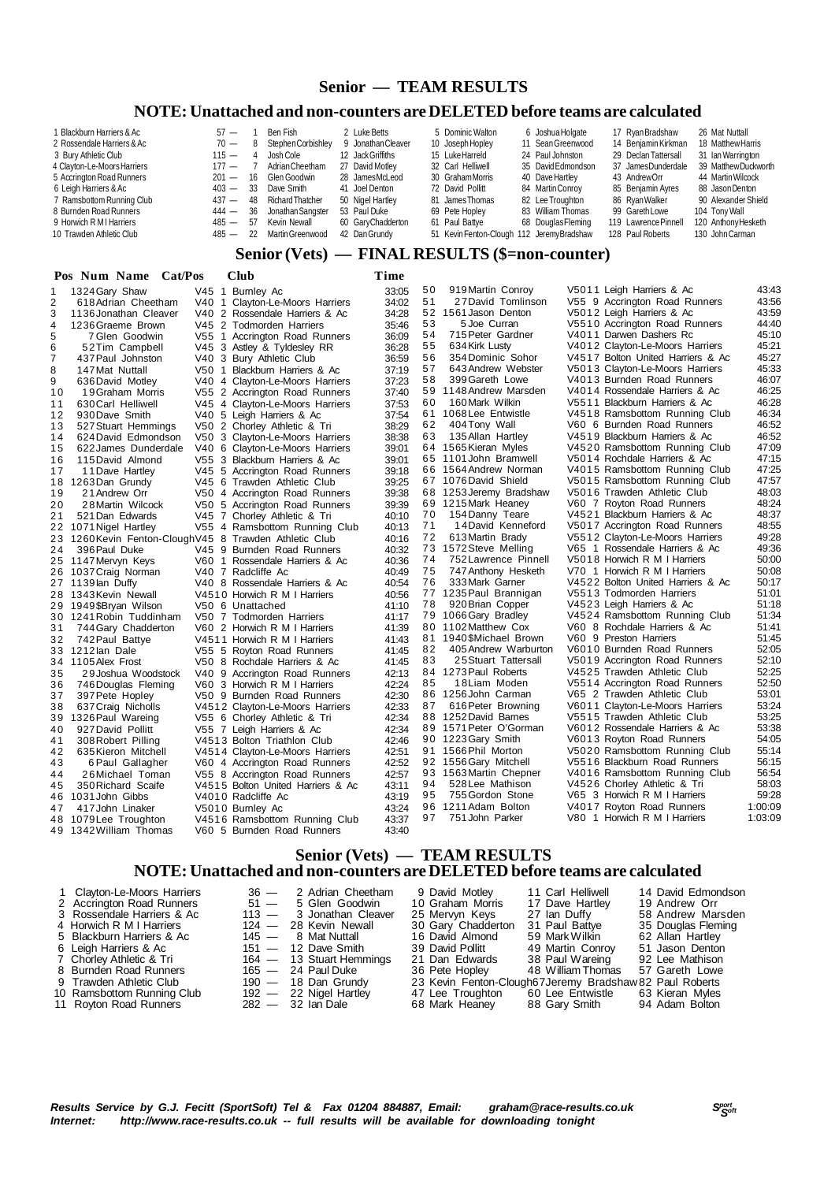## Senior — TEAM RESULTS

### NOTE: Unattached and non-counters are DELETED before teams are calculated

| | | | | | | | | | |
|---|---|---|---|---|---|---|---|---|---|
| 1 Blackburn Harriers & Ac | 57 — | 1 Ben Fish | 2 Luke Betts | 5 Dominic Walton | 6 Joshua Holgate | 17 Ryan Bradshaw | 26 Mat Nuttall |
| 2 Rossendale Harriers & Ac | 70 — | 8 Stephen Corbishley | 9 Jonathan Cleaver | 10 Joseph Hopley | 11 Sean Greenwood | 14 Benjamin Kirkman | 18 Matthew Harris |
| 3 Bury Athletic Club | 115 — | 4 Josh Cole | 12 Jack Griffiths | 15 Luke Harreld | 24 Paul Johnston | 29 Declan Tattersall | 31 Ian Warrington |
| 4 Clayton-Le-Moors Harriers | 177 — | 7 Adrian Cheetham | 27 David Motley | 32 Carl Helliwell | 35 David Edmondson | 37 James Dunderdale | 39 Matthew Duckworth |
| 5 Accrington Road Runners | 201 — | 16 Glen Goodwin | 28 James McLeod | 30 Graham Morris | 40 Dave Hartley | 43 Andrew Orr | 44 Martin Wilcock |
| 6 Leigh Harriers & Ac | 403 — | 33 Dave Smith | 41 Joel Denton | 72 David Pollitt | 84 Martin Conroy | 85 Benjamin Ayres | 88 Jason Denton |
| 7 Ramsbottom Running Club | 437 — | 48 Richard Thatcher | 50 Nigel Hartley | 81 James Thomas | 82 Lee Troughton | 86 Ryan Walker | 90 Alexander Shield |
| 8 Burnden Road Runners | 444 — | 36 Jonathan Sangster | 53 Paul Duke | 69 Pete Hopley | 83 William Thomas | 99 Gareth Lowe | 104 Tony Wall |
| 9 Horwich R M I Harriers | 485 — | 57 Kevin Newall | 60 Gary Chadderton | 61 Paul Battye | 68 Douglas Fleming | 119 Lawrence Pinnell | 120 Anthony Hesketh |
| 10 Trawden Athletic Club | 485 — | 22 Martin Greenwood | 42 Dan Grundy | 51 Kevin Fenton-Clough | 112 Jeremy Bradshaw | 128 Paul Roberts | 130 John Carman |

## Senior (Vets) — FINAL RESULTS ($=non-counter)

| Pos | Num | Name | Cat/Pos | Club | Time |
|---|---|---|---|---|---|
| 1 | 1324 | Gary Shaw | V45 1 | Burnley Ac | 33:05 |
| 2 | 618 | Adrian Cheetham | V40 1 | Clayton-Le-Moors Harriers | 34:02 |
| 3 | 1136 | Jonathan Cleaver | V40 2 | Rossendale Harriers & Ac | 34:28 |
| 4 | 1236 | Graeme Brown | V45 2 | Todmorden Harriers | 35:46 |
| 5 | 7 | Glen Goodwin | V55 1 | Accrington Road Runners | 36:09 |
| 6 | 52 | Tim Campbell | V45 3 | Astley & Tyldesley RR | 36:28 |
| 7 | 437 | Paul Johnston | V40 3 | Bury Athletic Club | 36:59 |
| 8 | 147 | Mat Nuttall | V50 1 | Blackburn Harriers & Ac | 37:19 |
| 9 | 636 | David Motley | V40 4 | Clayton-Le-Moors Harriers | 37:23 |
| 10 | 19 | Graham Morris | V55 2 | Accrington Road Runners | 37:40 |
| 11 | 630 | Carl Helliwell | V45 4 | Clayton-Le-Moors Harriers | 37:53 |
| 12 | 930 | Dave Smith | V40 5 | Leigh Harriers & Ac | 37:54 |
| 13 | 527 | Stuart Hemmings | V50 2 | Chorley Athletic & Tri | 38:29 |
| 14 | 624 | David Edmondson | V50 3 | Clayton-Le-Moors Harriers | 38:38 |
| 15 | 622 | James Dunderdale | V40 6 | Clayton-Le-Moors Harriers | 39:01 |
| 16 | 115 | David Almond | V55 3 | Blackburn Harriers & Ac | 39:01 |
| 17 | 11 | Dave Hartley | V45 5 | Accrington Road Runners | 39:18 |
| 18 | 1263 | Dan Grundy | V45 6 | Trawden Athletic Club | 39:25 |
| 19 | 21 | Andrew Orr | V50 4 | Accrington Road Runners | 39:38 |
| 20 | 28 | Martin Wilcock | V50 5 | Accrington Road Runners | 39:39 |
| 21 | 521 | Dan Edwards | V45 7 | Chorley Athletic & Tri | 40:10 |
| 22 | 1071 | Nigel Hartley | V55 4 | Ramsbottom Running Club | 40:13 |
| 23 | 1260 | Kevin Fenton-Clough | V45 8 | Trawden Athletic Club | 40:16 |
| 24 | 396 | Paul Duke | V45 9 | Burnden Road Runners | 40:32 |
| 25 | 1147 | Mervyn Keys | V60 1 | Rossendale Harriers & Ac | 40:36 |
| 26 | 1037 | Craig Norman | V40 7 | Radcliffe Ac | 40:49 |
| 27 | 1139 | Ian Duffy | V40 8 | Rossendale Harriers & Ac | 40:54 |
| 28 | 1343 | Kevin Newall | V4510 | Horwich R M I Harriers | 40:56 |
| 29 | 1949 | $Bryan Wilson | V50 6 | Unattached | 41:10 |
| 30 | 1241 | Robin Tuddinham | V50 7 | Todmorden Harriers | 41:17 |
| 31 | 744 | Gary Chadderton | V60 2 | Horwich R M I Harriers | 41:39 |
| 32 | 742 | Paul Battye | V4511 | Horwich R M I Harriers | 41:43 |
| 33 | 1212 | Ian Dale | V55 5 | Royton Road Runners | 41:45 |
| 34 | 1105 | Alex Frost | V50 8 | Rochdale Harriers & Ac | 41:45 |
| 35 | 29 | Joshua Woodstock | V40 9 | Accrington Road Runners | 42:13 |
| 36 | 746 | Douglas Fleming | V60 3 | Horwich R M I Harriers | 42:24 |
| 37 | 397 | Pete Hopley | V50 9 | Burnden Road Runners | 42:30 |
| 38 | 637 | Craig Nicholls | V4512 | Clayton-Le-Moors Harriers | 42:33 |
| 39 | 1326 | Paul Wareing | V55 6 | Chorley Athletic & Tri | 42:34 |
| 40 | 927 | David Pollitt | V55 7 | Leigh Harriers & Ac | 42:34 |
| 41 | 308 | Robert Pilling | V4513 | Bolton Triathlon Club | 42:46 |
| 42 | 635 | Kieron Mitchell | V4514 | Clayton-Le-Moors Harriers | 42:51 |
| 43 | 6 | Paul Gallagher | V60 4 | Accrington Road Runners | 42:52 |
| 44 | 26 | Michael Toman | V55 8 | Accrington Road Runners | 42:57 |
| 45 | 350 | Richard Scaife | V4515 | Bolton United Harriers & Ac | 43:11 |
| 46 | 1031 | John Gibbs | V4010 | Radcliffe Ac | 43:19 |
| 47 | 417 | John Linaker | V5010 | Burnley Ac | 43:24 |
| 48 | 1079 | Lee Troughton | V4516 | Ramsbottom Running Club | 43:37 |
| 49 | 1342 | William Thomas | V60 5 | Burnden Road Runners | 43:40 |
| 50 | 919 | Martin Conroy | V5011 | Leigh Harriers & Ac | 43:43 |
| 51 | 27 | David Tomlinson | V55 9 | Accrington Road Runners | 43:56 |
| 52 | 1561 | Jason Denton | V5012 | Leigh Harriers & Ac | 43:59 |
| 53 | 5 | Joe Curran | V5510 | Accrington Road Runners | 44:40 |
| 54 | 715 | Peter Gardner | V4011 | Darwen Dashers Rc | 45:10 |
| 55 | 634 | Kirk Lusty | V4012 | Clayton-Le-Moors Harriers | 45:21 |
| 56 | 354 | Dominic Sohor | V4517 | Bolton United Harriers & Ac | 45:27 |
| 57 | 643 | Andrew Webster | V5013 | Clayton-Le-Moors Harriers | 45:33 |
| 58 | 399 | Gareth Lowe | V4013 | Burnden Road Runners | 46:07 |
| 59 | 1148 | Andrew Marsden | V4014 | Rossendale Harriers & Ac | 46:25 |
| 60 | 160 | Mark Wilkin | V5511 | Blackburn Harriers & Ac | 46:28 |
| 61 | 1068 | Lee Entwistle | V4518 | Ramsbottom Running Club | 46:34 |
| 62 | 404 | Tony Wall | V60 6 | Burnden Road Runners | 46:52 |
| 63 | 135 | Allan Hartley | V4519 | Blackburn Harriers & Ac | 46:52 |
| 64 | 1565 | Kieran Myles | V4520 | Ramsbottom Running Club | 47:09 |
| 65 | 1101 | John Bramwell | V5014 | Rochdale Harriers & Ac | 47:15 |
| 66 | 1564 | Andrew Norman | V4015 | Ramsbottom Running Club | 47:25 |
| 67 | 1076 | David Shield | V5015 | Ramsbottom Running Club | 47:57 |
| 68 | 1253 | Jeremy Bradshaw | V5016 | Trawden Athletic Club | 48:03 |
| 69 | 1215 | Mark Heaney | V60 7 | Royton Road Runners | 48:24 |
| 70 | 154 | Danny Teare | V4521 | Blackburn Harriers & Ac | 48:37 |
| 71 | 14 | David Kenneford | V5017 | Accrington Road Runners | 48:55 |
| 72 | 613 | Martin Brady | V5512 | Clayton-Le-Moors Harriers | 49:28 |
| 73 | 1572 | Steve Melling | V65 1 | Rossendale Harriers & Ac | 49:36 |
| 74 | 752 | Lawrence Pinnell | V5018 | Horwich R M I Harriers | 50:00 |
| 75 | 747 | Anthony Hesketh | V70 1 | Horwich R M I Harriers | 50:08 |
| 76 | 333 | Mark Garner | V4522 | Bolton United Harriers & Ac | 50:17 |
| 77 | 1235 | Paul Brannigan | V5513 | Todmorden Harriers | 51:01 |
| 78 | 920 | Brian Copper | V4523 | Leigh Harriers & Ac | 51:18 |
| 79 | 1066 | Gary Bradley | V4524 | Ramsbottom Running Club | 51:34 |
| 80 | 1102 | Matthew Cox | V60 8 | Rochdale Harriers & Ac | 51:41 |
| 81 | 1940 | $Michael Brown | V60 9 | Preston Harriers | 51:45 |
| 82 | 405 | Andrew Warburton | V6010 | Burnden Road Runners | 52:05 |
| 83 | 25 | Stuart Tattersall | V5019 | Accrington Road Runners | 52:10 |
| 84 | 1273 | Paul Roberts | V4525 | Trawden Athletic Club | 52:25 |
| 85 | 18 | Liam Moden | V5514 | Accrington Road Runners | 52:50 |
| 86 | 1256 | John Carman | V65 2 | Trawden Athletic Club | 53:01 |
| 87 | 616 | Peter Browning | V6011 | Clayton-Le-Moors Harriers | 53:24 |
| 88 | 1252 | David Barnes | V5515 | Trawden Athletic Club | 53:25 |
| 89 | 1571 | Peter O'Gorman | V6012 | Rossendale Harriers & Ac | 53:38 |
| 90 | 1223 | Gary Smith | V6013 | Royton Road Runners | 54:05 |
| 91 | 1566 | Phil Morton | V5020 | Ramsbottom Running Club | 55:14 |
| 92 | 1556 | Gary Mitchell | V5516 | Blackburn Road Runners | 56:15 |
| 93 | 1563 | Martin Chepner | V4016 | Ramsbottom Running Club | 56:54 |
| 94 | 528 | Lee Mathison | V4526 | Chorley Athletic & Tri | 58:03 |
| 95 | 755 | Gordon Stone | V65 3 | Horwich R M I Harriers | 59:28 |
| 96 | 1211 | Adam Bolton | V4017 | Royton Road Runners | 1:00:09 |
| 97 | 751 | John Parker | V80 1 | Horwich R M I Harriers | 1:03:09 |

## Senior (Vets) — TEAM RESULTS

### NOTE: Unattached and non-counters are DELETED before teams are calculated

| | | | | | |
|---|---|---|---|---|---|
| 1 Clayton-Le-Moors Harriers | 36 — | 2 Adrian Cheetham | 9 David Motley | 11 Carl Helliwell | 14 David Edmondson |
| 2 Accrington Road Runners | 51 — | 5 Glen Goodwin | 10 Graham Morris | 17 Dave Hartley | 19 Andrew Orr |
| 3 Rossendale Harriers & Ac | 113 — | 3 Jonathan Cleaver | 25 Mervyn Keys | 27 Ian Duffy | 58 Andrew Marsden |
| 4 Horwich R M I Harriers | 124 — | 28 Kevin Newall | 30 Gary Chadderton | 31 Paul Battye | 35 Douglas Fleming |
| 5 Blackburn Harriers & Ac | 145 — | 8 Mat Nuttall | 16 David Almond | 59 Mark Wilkin | 62 Allan Hartley |
| 6 Leigh Harriers & Ac | 151 — | 12 Dave Smith | 39 David Pollitt | 49 Martin Conroy | 51 Jason Denton |
| 7 Chorley Athletic & Tri | 164 — | 13 Stuart Hemmings | 21 Dan Edwards | 38 Paul Wareing | 92 Lee Mathison |
| 8 Burnden Road Runners | 165 — | 24 Paul Duke | 36 Pete Hopley | 48 William Thomas | 57 Gareth Lowe |
| 9 Trawden Athletic Club | 190 — | 18 Dan Grundy | 23 Kevin Fenton-Clough | 67 Jeremy Bradshaw | 82 Paul Roberts |
| 10 Ramsbottom Running Club | 192 — | 22 Nigel Hartley | 47 Lee Troughton | 60 Lee Entwistle | 63 Kieran Myles |
| 11 Royton Road Runners | 282 — | 32 Ian Dale | 68 Mark Heaney | 88 Gary Smith | 94 Adam Bolton |

*Results Service by G.J. Fecitt (SportSoft) Tel & Fax 01204 884887, Email: graham@race-results.co.uk*
*Internet: http://www.race-results.co.uk -- full results will be available for downloading tonight*